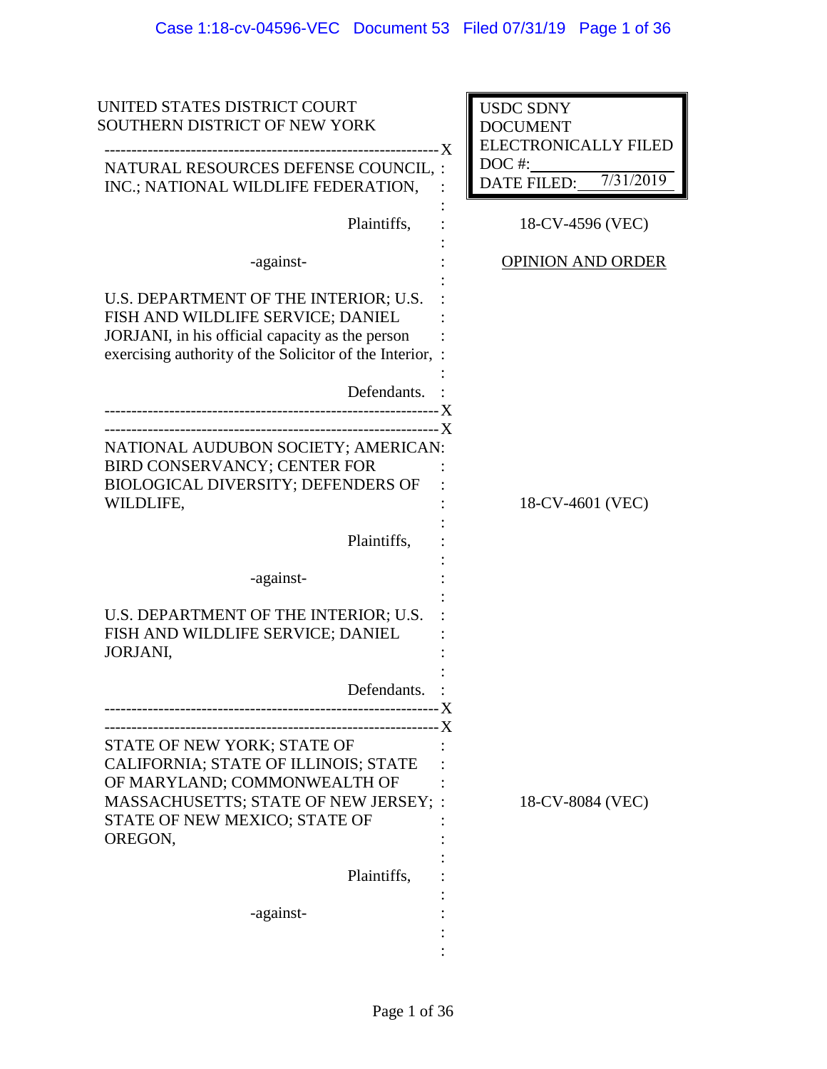UNITED STATES DISTRICT COURT
SOUTHERN DISTRICT OF NEW YORK

USDC SDNY
DOCUMENT
ELECTRONICALLY FILED
DOC #:
DATE FILED: 7/31/2019

---

NATURAL RESOURCES DEFENSE COUNCIL, INC.; NATIONAL WILDLIFE FEDERATION,

Plaintiffs,

-against-

U.S. DEPARTMENT OF THE INTERIOR; U.S. FISH AND WILDLIFE SERVICE; DANIEL JORJANI, in his official capacity as the person exercising authority of the Solicitor of the Interior,

Defendants.

18-CV-4596 (VEC)

OPINION AND ORDER

---

NATIONAL AUDUBON SOCIETY; AMERICAN BIRD CONSERVANCY; CENTER FOR BIOLOGICAL DIVERSITY; DEFENDERS OF WILDLIFE,

Plaintiffs,

-against-

U.S. DEPARTMENT OF THE INTERIOR; U.S. FISH AND WILDLIFE SERVICE; DANIEL JORJANI,

Defendants.

18-CV-4601 (VEC)

---

STATE OF NEW YORK; STATE OF CALIFORNIA; STATE OF ILLINOIS; STATE OF MARYLAND; COMMONWEALTH OF MASSACHUSETTS; STATE OF NEW JERSEY; STATE OF NEW MEXICO; STATE OF OREGON,

Plaintiffs,

-against-

18-CV-8084 (VEC)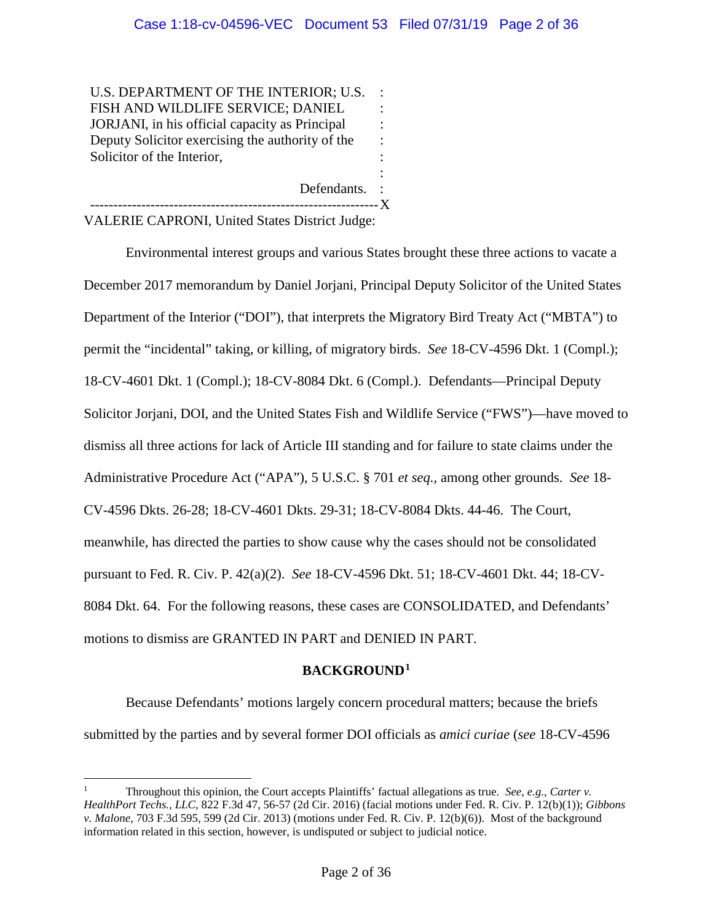U.S. DEPARTMENT OF THE INTERIOR; U.S. FISH AND WILDLIFE SERVICE; DANIEL JORJANI, in his official capacity as Principal Deputy Solicitor exercising the authority of the Solicitor of the Interior,

Defendants.

VALERIE CAPRONI, United States District Judge:

Environmental interest groups and various States brought these three actions to vacate a December 2017 memorandum by Daniel Jorjani, Principal Deputy Solicitor of the United States Department of the Interior ("DOI"), that interprets the Migratory Bird Treaty Act ("MBTA") to permit the "incidental" taking, or killing, of migratory birds. *See* 18-CV-4596 Dkt. 1 (Compl.); 18-CV-4601 Dkt. 1 (Compl.); 18-CV-8084 Dkt. 6 (Compl.). Defendants—Principal Deputy Solicitor Jorjani, DOI, and the United States Fish and Wildlife Service ("FWS")—have moved to dismiss all three actions for lack of Article III standing and for failure to state claims under the Administrative Procedure Act ("APA"), 5 U.S.C. § 701 *et seq.*, among other grounds. *See* 18-CV-4596 Dkts. 26-28; 18-CV-4601 Dkts. 29-31; 18-CV-8084 Dkts. 44-46. The Court, meanwhile, has directed the parties to show cause why the cases should not be consolidated pursuant to Fed. R. Civ. P. 42(a)(2). *See* 18-CV-4596 Dkt. 51; 18-CV-4601 Dkt. 44; 18-CV-8084 Dkt. 64. For the following reasons, these cases are CONSOLIDATED, and Defendants' motions to dismiss are GRANTED IN PART and DENIED IN PART.

## BACKGROUND[1]

Because Defendants' motions largely concern procedural matters; because the briefs submitted by the parties and by several former DOI officials as *amici curiae* (*see* 18-CV-4596

---

[1] Throughout this opinion, the Court accepts Plaintiffs' factual allegations as true. *See, e.g.*, *Carter v. HealthPort Techs., LLC*, 822 F.3d 47, 56-57 (2d Cir. 2016) (facial motions under Fed. R. Civ. P. 12(b)(1)); *Gibbons v. Malone*, 703 F.3d 595, 599 (2d Cir. 2013) (motions under Fed. R. Civ. P. 12(b)(6)). Most of the background information related in this section, however, is undisputed or subject to judicial notice.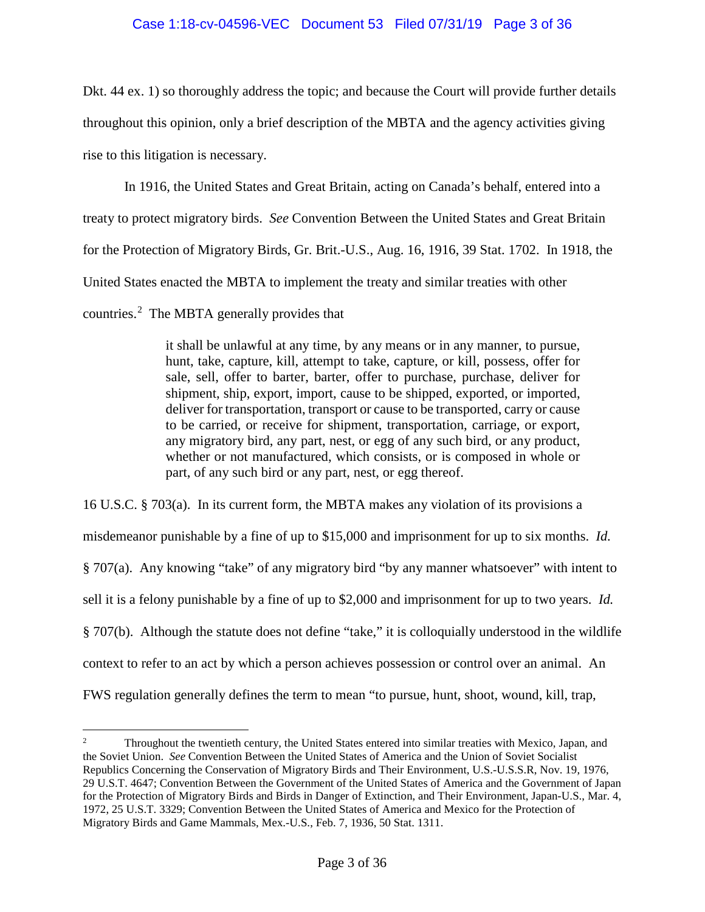Dkt. 44 ex. 1) so thoroughly address the topic; and because the Court will provide further details throughout this opinion, only a brief description of the MBTA and the agency activities giving rise to this litigation is necessary.

In 1916, the United States and Great Britain, acting on Canada's behalf, entered into a treaty to protect migratory birds. *See* Convention Between the United States and Great Britain for the Protection of Migratory Birds, Gr. Brit.-U.S., Aug. 16, 1916, 39 Stat. 1702. In 1918, the United States enacted the MBTA to implement the treaty and similar treaties with other countries.[2] The MBTA generally provides that

> it shall be unlawful at any time, by any means or in any manner, to pursue, hunt, take, capture, kill, attempt to take, capture, or kill, possess, offer for sale, sell, offer to barter, barter, offer to purchase, purchase, deliver for shipment, ship, export, import, cause to be shipped, exported, or imported, deliver for transportation, transport or cause to be transported, carry or cause to be carried, or receive for shipment, transportation, carriage, or export, any migratory bird, any part, nest, or egg of any such bird, or any product, whether or not manufactured, which consists, or is composed in whole or part, of any such bird or any part, nest, or egg thereof.

16 U.S.C. § 703(a). In its current form, the MBTA makes any violation of its provisions a misdemeanor punishable by a fine of up to $15,000 and imprisonment for up to six months. *Id.* § 707(a). Any knowing "take" of any migratory bird "by any manner whatsoever" with intent to sell it is a felony punishable by a fine of up to $2,000 and imprisonment for up to two years. *Id.* § 707(b). Although the statute does not define "take," it is colloquially understood in the wildlife context to refer to an act by which a person achieves possession or control over an animal. An FWS regulation generally defines the term to mean "to pursue, hunt, shoot, wound, kill, trap,

---

[2] Throughout the twentieth century, the United States entered into similar treaties with Mexico, Japan, and the Soviet Union. *See* Convention Between the United States of America and the Union of Soviet Socialist Republics Concerning the Conservation of Migratory Birds and Their Environment, U.S.-U.S.S.R, Nov. 19, 1976, 29 U.S.T. 4647; Convention Between the Government of the United States of America and the Government of Japan for the Protection of Migratory Birds and Birds in Danger of Extinction, and Their Environment, Japan-U.S., Mar. 4, 1972, 25 U.S.T. 3329; Convention Between the United States of America and Mexico for the Protection of Migratory Birds and Game Mammals, Mex.-U.S., Feb. 7, 1936, 50 Stat. 1311.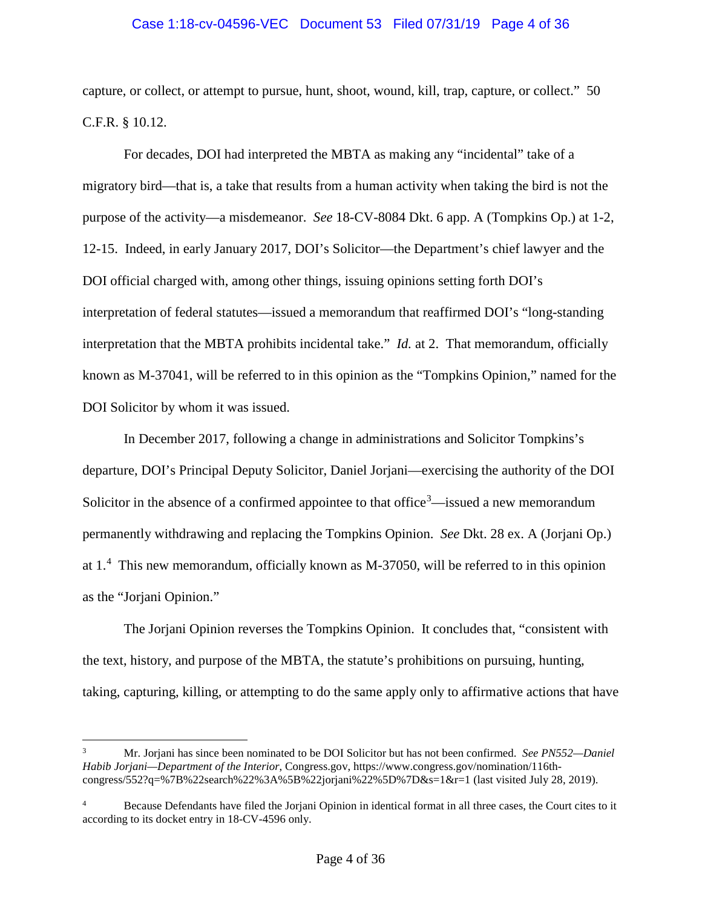capture, or collect, or attempt to pursue, hunt, shoot, wound, kill, trap, capture, or collect." 50 C.F.R. § 10.12.

For decades, DOI had interpreted the MBTA as making any "incidental" take of a migratory bird—that is, a take that results from a human activity when taking the bird is not the purpose of the activity—a misdemeanor. *See* 18-CV-8084 Dkt. 6 app. A (Tompkins Op.) at 1-2, 12-15. Indeed, in early January 2017, DOI's Solicitor—the Department's chief lawyer and the DOI official charged with, among other things, issuing opinions setting forth DOI's interpretation of federal statutes—issued a memorandum that reaffirmed DOI's "long-standing interpretation that the MBTA prohibits incidental take." *Id.* at 2. That memorandum, officially known as M-37041, will be referred to in this opinion as the "Tompkins Opinion," named for the DOI Solicitor by whom it was issued.

In December 2017, following a change in administrations and Solicitor Tompkins's departure, DOI's Principal Deputy Solicitor, Daniel Jorjani—exercising the authority of the DOI Solicitor in the absence of a confirmed appointee to that office[3]—issued a new memorandum permanently withdrawing and replacing the Tompkins Opinion. *See* Dkt. 28 ex. A (Jorjani Op.) at 1.[4] This new memorandum, officially known as M-37050, will be referred to in this opinion as the "Jorjani Opinion."

The Jorjani Opinion reverses the Tompkins Opinion. It concludes that, "consistent with the text, history, and purpose of the MBTA, the statute's prohibitions on pursuing, hunting, taking, capturing, killing, or attempting to do the same apply only to affirmative actions that have

---

[3] Mr. Jorjani has since been nominated to be DOI Solicitor but has not been confirmed. *See PN552—Daniel Habib Jorjani—Department of the Interior*, Congress.gov, https://www.congress.gov/nomination/116th-congress/552?q=%7B%22search%22%3A%5B%22jorjani%22%5D%7D&s=1&r=1 (last visited July 28, 2019).

[4] Because Defendants have filed the Jorjani Opinion in identical format in all three cases, the Court cites to it according to its docket entry in 18-CV-4596 only.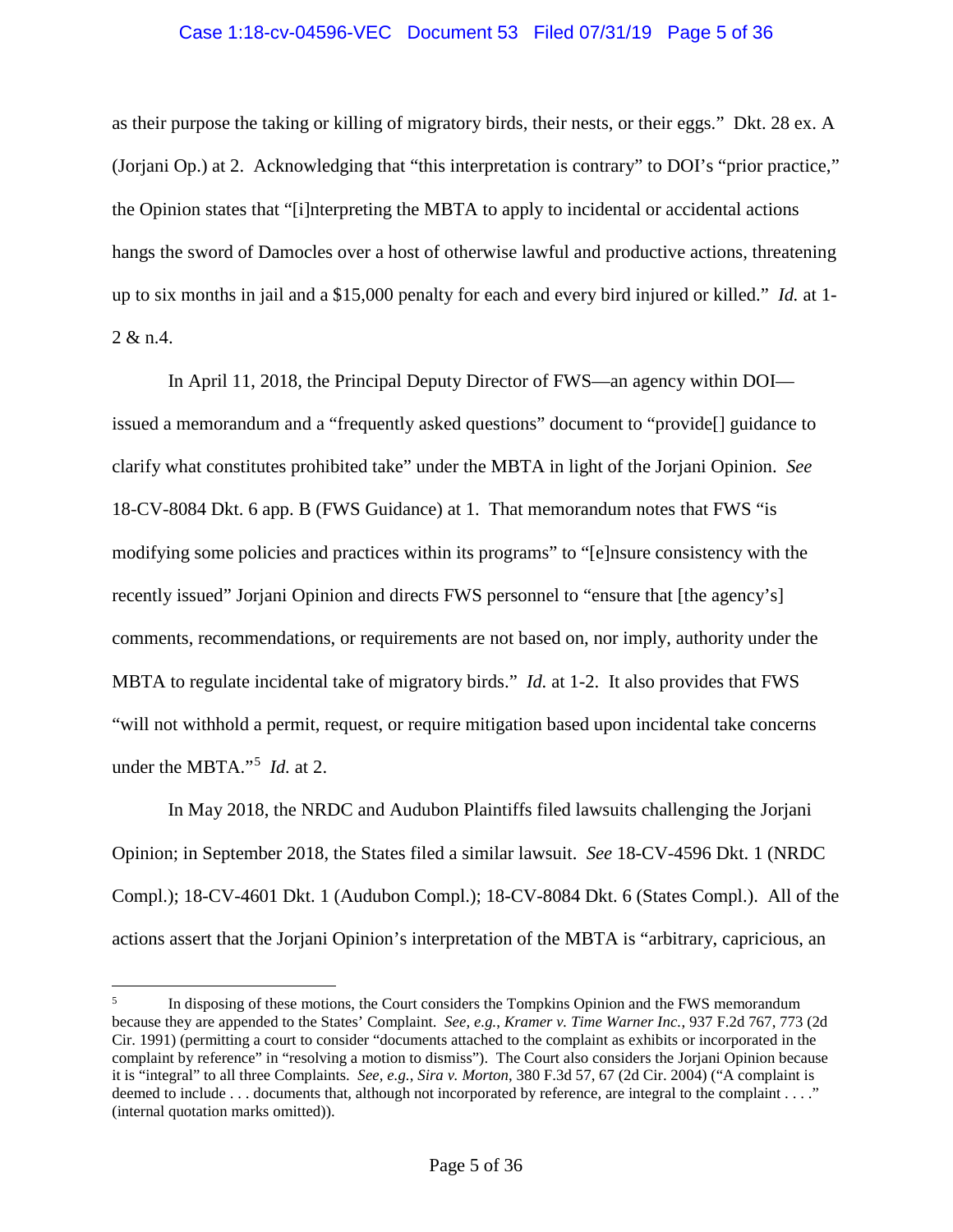as their purpose the taking or killing of migratory birds, their nests, or their eggs." Dkt. 28 ex. A (Jorjani Op.) at 2. Acknowledging that "this interpretation is contrary" to DOI's "prior practice," the Opinion states that "[i]nterpreting the MBTA to apply to incidental or accidental actions hangs the sword of Damocles over a host of otherwise lawful and productive actions, threatening up to six months in jail and a $15,000 penalty for each and every bird injured or killed." *Id.* at 1-2 & n.4.

In April 11, 2018, the Principal Deputy Director of FWS—an agency within DOI—issued a memorandum and a "frequently asked questions" document to "provide[] guidance to clarify what constitutes prohibited take" under the MBTA in light of the Jorjani Opinion. *See* 18-CV-8084 Dkt. 6 app. B (FWS Guidance) at 1. That memorandum notes that FWS "is modifying some policies and practices within its programs" to "[e]nsure consistency with the recently issued" Jorjani Opinion and directs FWS personnel to "ensure that [the agency's] comments, recommendations, or requirements are not based on, nor imply, authority under the MBTA to regulate incidental take of migratory birds." *Id.* at 1-2. It also provides that FWS "will not withhold a permit, request, or require mitigation based upon incidental take concerns under the MBTA."[5] *Id.* at 2.

In May 2018, the NRDC and Audubon Plaintiffs filed lawsuits challenging the Jorjani Opinion; in September 2018, the States filed a similar lawsuit. *See* 18-CV-4596 Dkt. 1 (NRDC Compl.); 18-CV-4601 Dkt. 1 (Audubon Compl.); 18-CV-8084 Dkt. 6 (States Compl.). All of the actions assert that the Jorjani Opinion's interpretation of the MBTA is "arbitrary, capricious, an

---

[5] In disposing of these motions, the Court considers the Tompkins Opinion and the FWS memorandum because they are appended to the States' Complaint. *See, e.g.*, *Kramer v. Time Warner Inc.*, 937 F.2d 767, 773 (2d Cir. 1991) (permitting a court to consider "documents attached to the complaint as exhibits or incorporated in the complaint by reference" in "resolving a motion to dismiss"). The Court also considers the Jorjani Opinion because it is "integral" to all three Complaints. *See, e.g.*, *Sira v. Morton*, 380 F.3d 57, 67 (2d Cir. 2004) ("A complaint is deemed to include . . . documents that, although not incorporated by reference, are integral to the complaint . . . ." (internal quotation marks omitted)).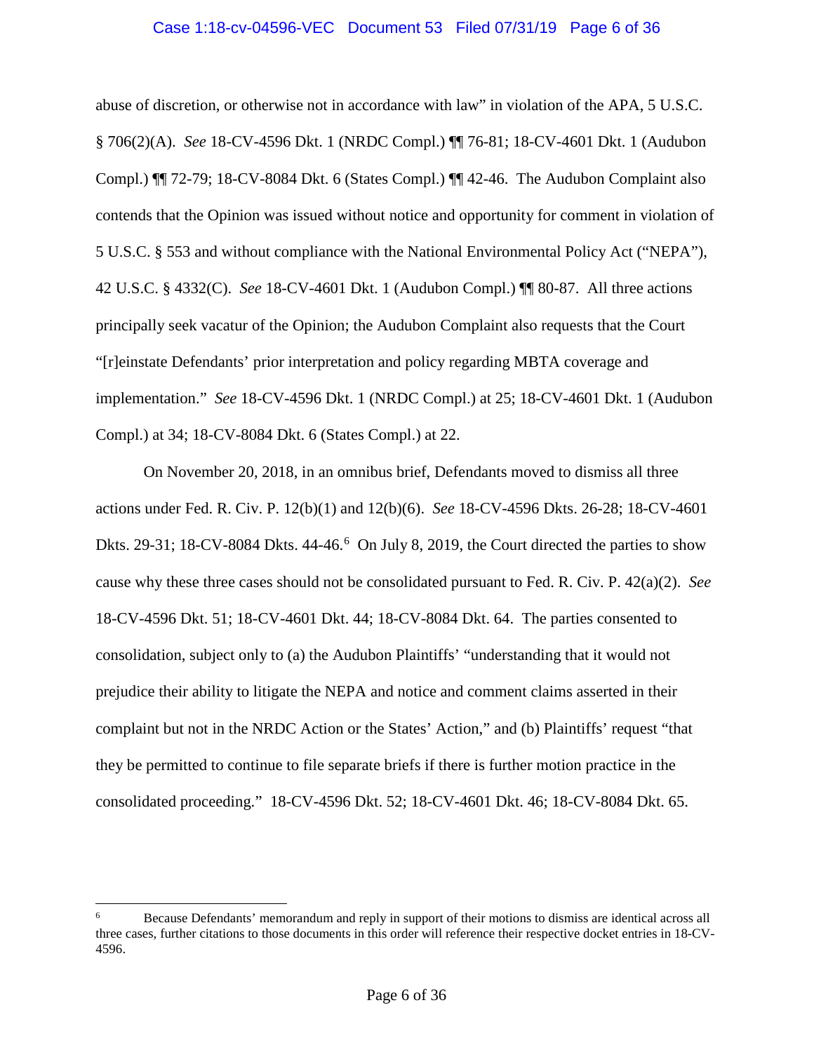abuse of discretion, or otherwise not in accordance with law" in violation of the APA, 5 U.S.C. § 706(2)(A). *See* 18-CV-4596 Dkt. 1 (NRDC Compl.) ¶¶ 76-81; 18-CV-4601 Dkt. 1 (Audubon Compl.) ¶¶ 72-79; 18-CV-8084 Dkt. 6 (States Compl.) ¶¶ 42-46. The Audubon Complaint also contends that the Opinion was issued without notice and opportunity for comment in violation of 5 U.S.C. § 553 and without compliance with the National Environmental Policy Act ("NEPA"), 42 U.S.C. § 4332(C). *See* 18-CV-4601 Dkt. 1 (Audubon Compl.) ¶¶ 80-87. All three actions principally seek vacatur of the Opinion; the Audubon Complaint also requests that the Court "[r]einstate Defendants' prior interpretation and policy regarding MBTA coverage and implementation." *See* 18-CV-4596 Dkt. 1 (NRDC Compl.) at 25; 18-CV-4601 Dkt. 1 (Audubon Compl.) at 34; 18-CV-8084 Dkt. 6 (States Compl.) at 22.

On November 20, 2018, in an omnibus brief, Defendants moved to dismiss all three actions under Fed. R. Civ. P. 12(b)(1) and 12(b)(6). *See* 18-CV-4596 Dkts. 26-28; 18-CV-4601 Dkts. 29-31; 18-CV-8084 Dkts. 44-46.[6] On July 8, 2019, the Court directed the parties to show cause why these three cases should not be consolidated pursuant to Fed. R. Civ. P. 42(a)(2). *See* 18-CV-4596 Dkt. 51; 18-CV-4601 Dkt. 44; 18-CV-8084 Dkt. 64. The parties consented to consolidation, subject only to (a) the Audubon Plaintiffs' "understanding that it would not prejudice their ability to litigate the NEPA and notice and comment claims asserted in their complaint but not in the NRDC Action or the States' Action," and (b) Plaintiffs' request "that they be permitted to continue to file separate briefs if there is further motion practice in the consolidated proceeding." 18-CV-4596 Dkt. 52; 18-CV-4601 Dkt. 46; 18-CV-8084 Dkt. 65.

---

[6] Because Defendants' memorandum and reply in support of their motions to dismiss are identical across all three cases, further citations to those documents in this order will reference their respective docket entries in 18-CV-4596.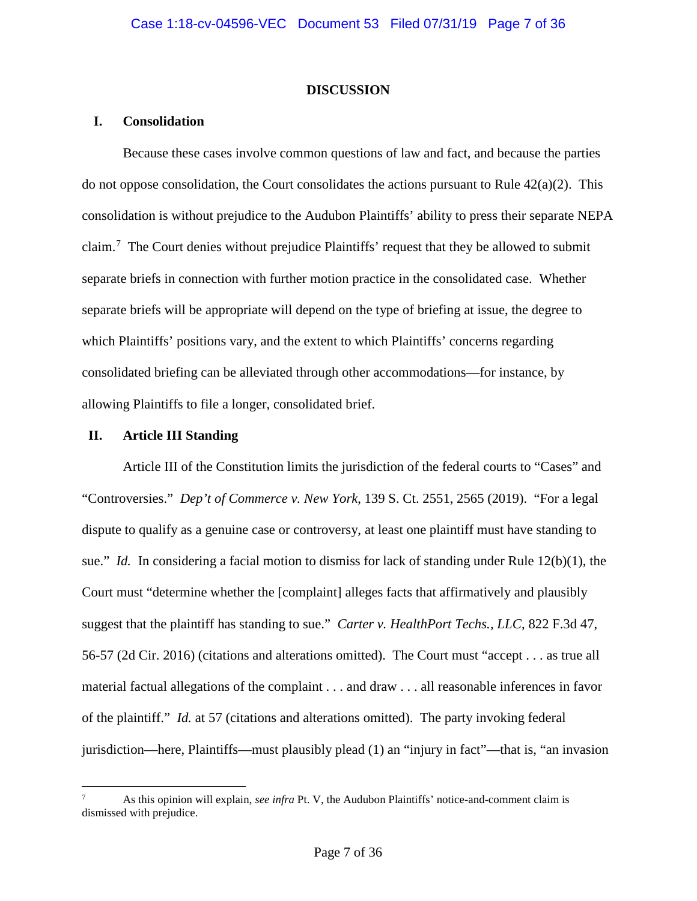## DISCUSSION

### I. Consolidation

Because these cases involve common questions of law and fact, and because the parties do not oppose consolidation, the Court consolidates the actions pursuant to Rule 42(a)(2). This consolidation is without prejudice to the Audubon Plaintiffs' ability to press their separate NEPA claim.[7] The Court denies without prejudice Plaintiffs' request that they be allowed to submit separate briefs in connection with further motion practice in the consolidated case. Whether separate briefs will be appropriate will depend on the type of briefing at issue, the degree to which Plaintiffs' positions vary, and the extent to which Plaintiffs' concerns regarding consolidated briefing can be alleviated through other accommodations—for instance, by allowing Plaintiffs to file a longer, consolidated brief.

### II. Article III Standing

Article III of the Constitution limits the jurisdiction of the federal courts to "Cases" and "Controversies." *Dep't of Commerce v. New York*, 139 S. Ct. 2551, 2565 (2019). "For a legal dispute to qualify as a genuine case or controversy, at least one plaintiff must have standing to sue." *Id.* In considering a facial motion to dismiss for lack of standing under Rule 12(b)(1), the Court must "determine whether the [complaint] alleges facts that affirmatively and plausibly suggest that the plaintiff has standing to sue." *Carter v. HealthPort Techs., LLC*, 822 F.3d 47, 56-57 (2d Cir. 2016) (citations and alterations omitted). The Court must "accept . . . as true all material factual allegations of the complaint . . . and draw . . . all reasonable inferences in favor of the plaintiff." *Id.* at 57 (citations and alterations omitted). The party invoking federal jurisdiction—here, Plaintiffs—must plausibly plead (1) an "injury in fact"—that is, "an invasion

---

[7] As this opinion will explain, *see infra* Pt. V, the Audubon Plaintiffs' notice-and-comment claim is dismissed with prejudice.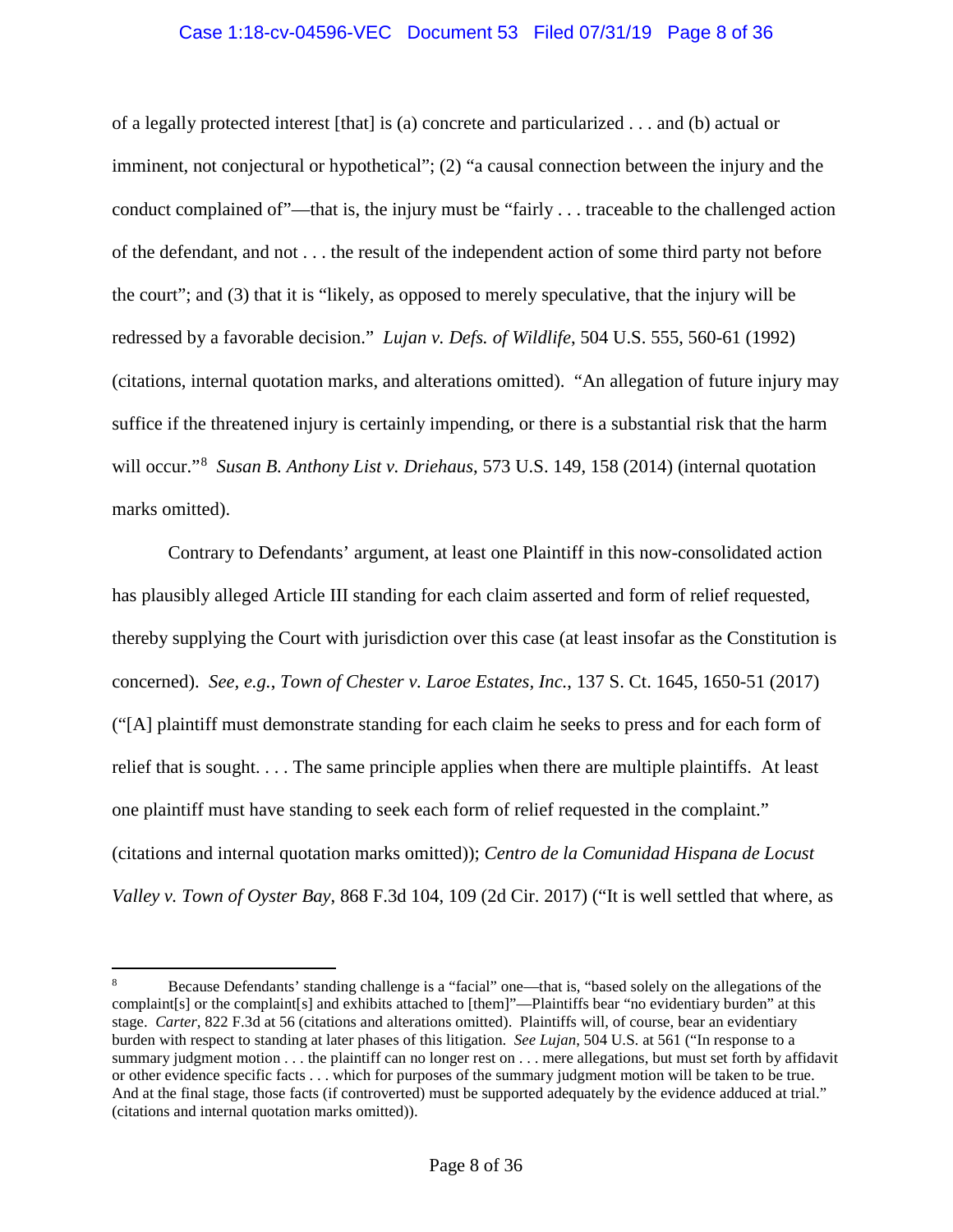of a legally protected interest [that] is (a) concrete and particularized . . . and (b) actual or imminent, not conjectural or hypothetical"; (2) "a causal connection between the injury and the conduct complained of"—that is, the injury must be "fairly . . . traceable to the challenged action of the defendant, and not . . . the result of the independent action of some third party not before the court"; and (3) that it is "likely, as opposed to merely speculative, that the injury will be redressed by a favorable decision." *Lujan v. Defs. of Wildlife*, 504 U.S. 555, 560-61 (1992) (citations, internal quotation marks, and alterations omitted). "An allegation of future injury may suffice if the threatened injury is certainly impending, or there is a substantial risk that the harm will occur."[8] *Susan B. Anthony List v. Driehaus*, 573 U.S. 149, 158 (2014) (internal quotation marks omitted).

Contrary to Defendants' argument, at least one Plaintiff in this now-consolidated action has plausibly alleged Article III standing for each claim asserted and form of relief requested, thereby supplying the Court with jurisdiction over this case (at least insofar as the Constitution is concerned). *See, e.g.*, *Town of Chester v. Laroe Estates, Inc.*, 137 S. Ct. 1645, 1650-51 (2017) ("[A] plaintiff must demonstrate standing for each claim he seeks to press and for each form of relief that is sought. . . . The same principle applies when there are multiple plaintiffs. At least one plaintiff must have standing to seek each form of relief requested in the complaint." (citations and internal quotation marks omitted)); *Centro de la Comunidad Hispana de Locust Valley v. Town of Oyster Bay*, 868 F.3d 104, 109 (2d Cir. 2017) ("It is well settled that where, as

---

[8] Because Defendants' standing challenge is a "facial" one—that is, "based solely on the allegations of the complaint[s] or the complaint[s] and exhibits attached to [them]"—Plaintiffs bear "no evidentiary burden" at this stage. *Carter*, 822 F.3d at 56 (citations and alterations omitted). Plaintiffs will, of course, bear an evidentiary burden with respect to standing at later phases of this litigation. *See Lujan*, 504 U.S. at 561 ("In response to a summary judgment motion . . . the plaintiff can no longer rest on . . . mere allegations, but must set forth by affidavit or other evidence specific facts . . . which for purposes of the summary judgment motion will be taken to be true. And at the final stage, those facts (if controverted) must be supported adequately by the evidence adduced at trial." (citations and internal quotation marks omitted)).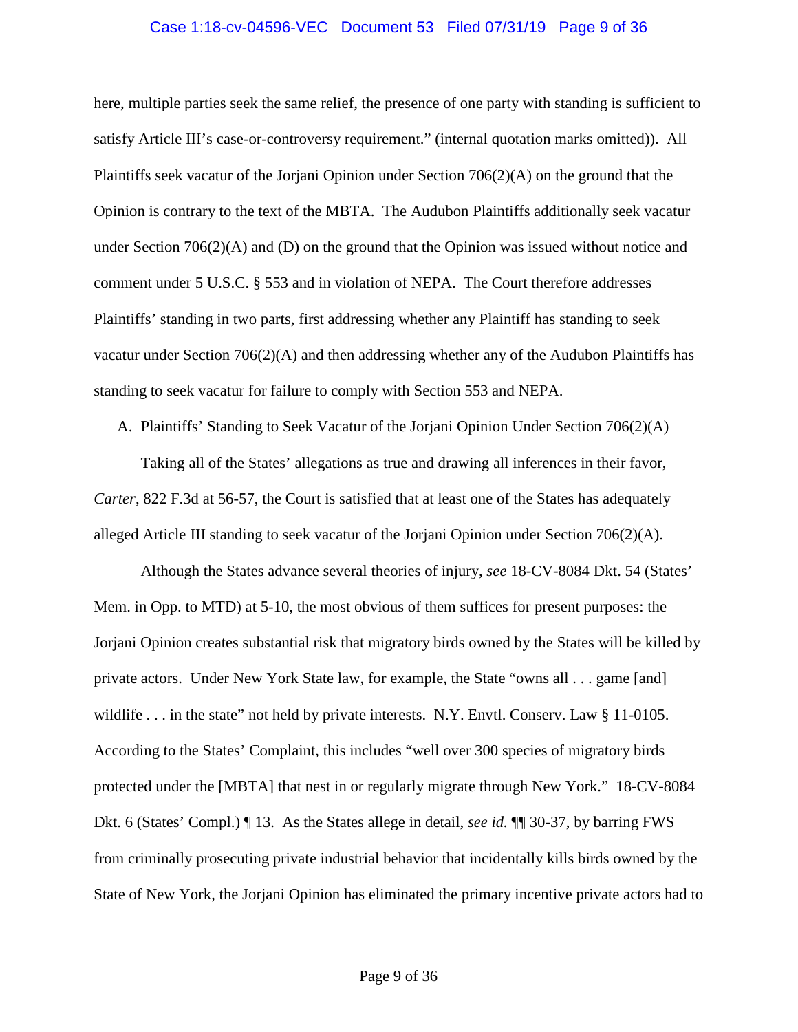here, multiple parties seek the same relief, the presence of one party with standing is sufficient to satisfy Article III's case-or-controversy requirement." (internal quotation marks omitted)). All Plaintiffs seek vacatur of the Jorjani Opinion under Section 706(2)(A) on the ground that the Opinion is contrary to the text of the MBTA. The Audubon Plaintiffs additionally seek vacatur under Section 706(2)(A) and (D) on the ground that the Opinion was issued without notice and comment under 5 U.S.C. § 553 and in violation of NEPA. The Court therefore addresses Plaintiffs' standing in two parts, first addressing whether any Plaintiff has standing to seek vacatur under Section 706(2)(A) and then addressing whether any of the Audubon Plaintiffs has standing to seek vacatur for failure to comply with Section 553 and NEPA.

A. Plaintiffs' Standing to Seek Vacatur of the Jorjani Opinion Under Section 706(2)(A)

Taking all of the States' allegations as true and drawing all inferences in their favor, *Carter*, 822 F.3d at 56-57, the Court is satisfied that at least one of the States has adequately alleged Article III standing to seek vacatur of the Jorjani Opinion under Section 706(2)(A).

Although the States advance several theories of injury, *see* 18-CV-8084 Dkt. 54 (States' Mem. in Opp. to MTD) at 5-10, the most obvious of them suffices for present purposes: the Jorjani Opinion creates substantial risk that migratory birds owned by the States will be killed by private actors. Under New York State law, for example, the State "owns all . . . game [and] wildlife . . . in the state" not held by private interests. N.Y. Envtl. Conserv. Law § 11-0105. According to the States' Complaint, this includes "well over 300 species of migratory birds protected under the [MBTA] that nest in or regularly migrate through New York." 18-CV-8084 Dkt. 6 (States' Compl.) ¶ 13. As the States allege in detail, *see id.* ¶¶ 30-37, by barring FWS from criminally prosecuting private industrial behavior that incidentally kills birds owned by the State of New York, the Jorjani Opinion has eliminated the primary incentive private actors had to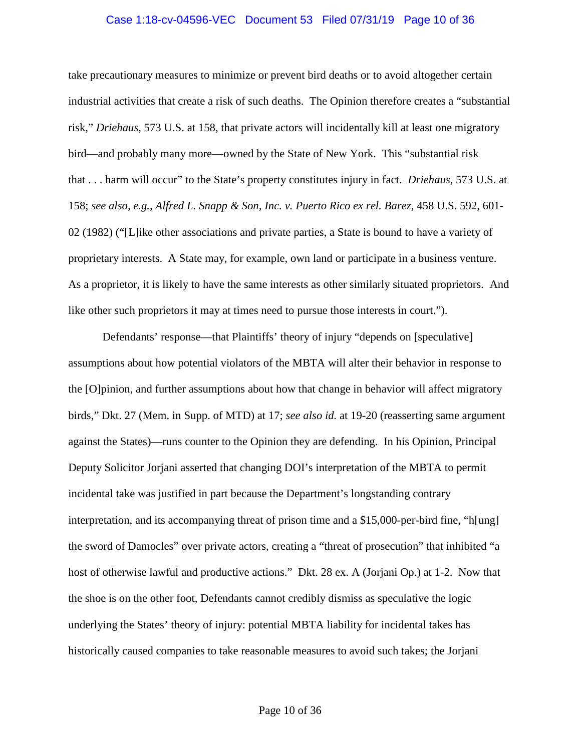take precautionary measures to minimize or prevent bird deaths or to avoid altogether certain industrial activities that create a risk of such deaths. The Opinion therefore creates a "substantial risk," *Driehaus*, 573 U.S. at 158, that private actors will incidentally kill at least one migratory bird—and probably many more—owned by the State of New York. This "substantial risk that . . . harm will occur" to the State's property constitutes injury in fact. *Driehaus*, 573 U.S. at 158; *see also, e.g.*, *Alfred L. Snapp & Son, Inc. v. Puerto Rico ex rel. Barez*, 458 U.S. 592, 601-02 (1982) ("[L]ike other associations and private parties, a State is bound to have a variety of proprietary interests. A State may, for example, own land or participate in a business venture. As a proprietor, it is likely to have the same interests as other similarly situated proprietors. And like other such proprietors it may at times need to pursue those interests in court.").

Defendants' response—that Plaintiffs' theory of injury "depends on [speculative] assumptions about how potential violators of the MBTA will alter their behavior in response to the [O]pinion, and further assumptions about how that change in behavior will affect migratory birds," Dkt. 27 (Mem. in Supp. of MTD) at 17; *see also id.* at 19-20 (reasserting same argument against the States)—runs counter to the Opinion they are defending. In his Opinion, Principal Deputy Solicitor Jorjani asserted that changing DOI's interpretation of the MBTA to permit incidental take was justified in part because the Department's longstanding contrary interpretation, and its accompanying threat of prison time and a $15,000-per-bird fine, "h[ung] the sword of Damocles" over private actors, creating a "threat of prosecution" that inhibited "a host of otherwise lawful and productive actions." Dkt. 28 ex. A (Jorjani Op.) at 1-2. Now that the shoe is on the other foot, Defendants cannot credibly dismiss as speculative the logic underlying the States' theory of injury: potential MBTA liability for incidental takes has historically caused companies to take reasonable measures to avoid such takes; the Jorjani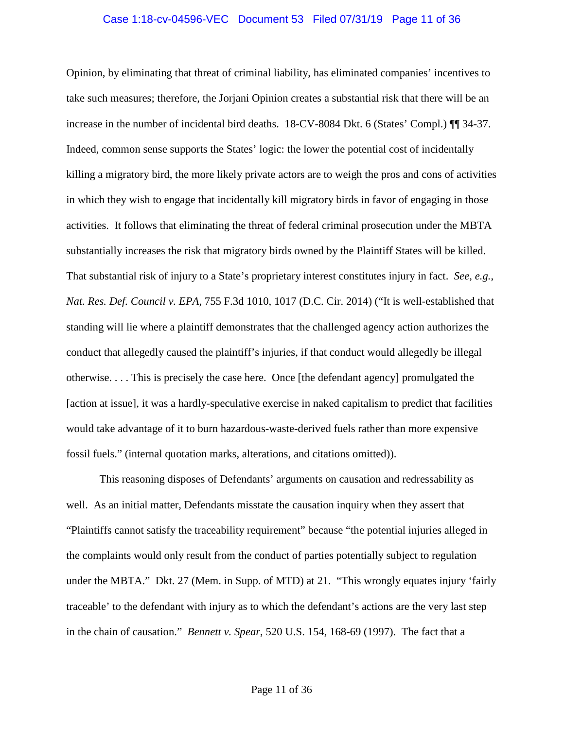Opinion, by eliminating that threat of criminal liability, has eliminated companies' incentives to take such measures; therefore, the Jorjani Opinion creates a substantial risk that there will be an increase in the number of incidental bird deaths. 18-CV-8084 Dkt. 6 (States' Compl.) ¶¶ 34-37. Indeed, common sense supports the States' logic: the lower the potential cost of incidentally killing a migratory bird, the more likely private actors are to weigh the pros and cons of activities in which they wish to engage that incidentally kill migratory birds in favor of engaging in those activities. It follows that eliminating the threat of federal criminal prosecution under the MBTA substantially increases the risk that migratory birds owned by the Plaintiff States will be killed. That substantial risk of injury to a State's proprietary interest constitutes injury in fact. *See, e.g.*, *Nat. Res. Def. Council v. EPA*, 755 F.3d 1010, 1017 (D.C. Cir. 2014) ("It is well-established that standing will lie where a plaintiff demonstrates that the challenged agency action authorizes the conduct that allegedly caused the plaintiff's injuries, if that conduct would allegedly be illegal otherwise. . . . This is precisely the case here. Once [the defendant agency] promulgated the [action at issue], it was a hardly-speculative exercise in naked capitalism to predict that facilities would take advantage of it to burn hazardous-waste-derived fuels rather than more expensive fossil fuels." (internal quotation marks, alterations, and citations omitted)).

This reasoning disposes of Defendants' arguments on causation and redressability as well. As an initial matter, Defendants misstate the causation inquiry when they assert that "Plaintiffs cannot satisfy the traceability requirement" because "the potential injuries alleged in the complaints would only result from the conduct of parties potentially subject to regulation under the MBTA." Dkt. 27 (Mem. in Supp. of MTD) at 21. "This wrongly equates injury 'fairly traceable' to the defendant with injury as to which the defendant's actions are the very last step in the chain of causation." *Bennett v. Spear*, 520 U.S. 154, 168-69 (1997). The fact that a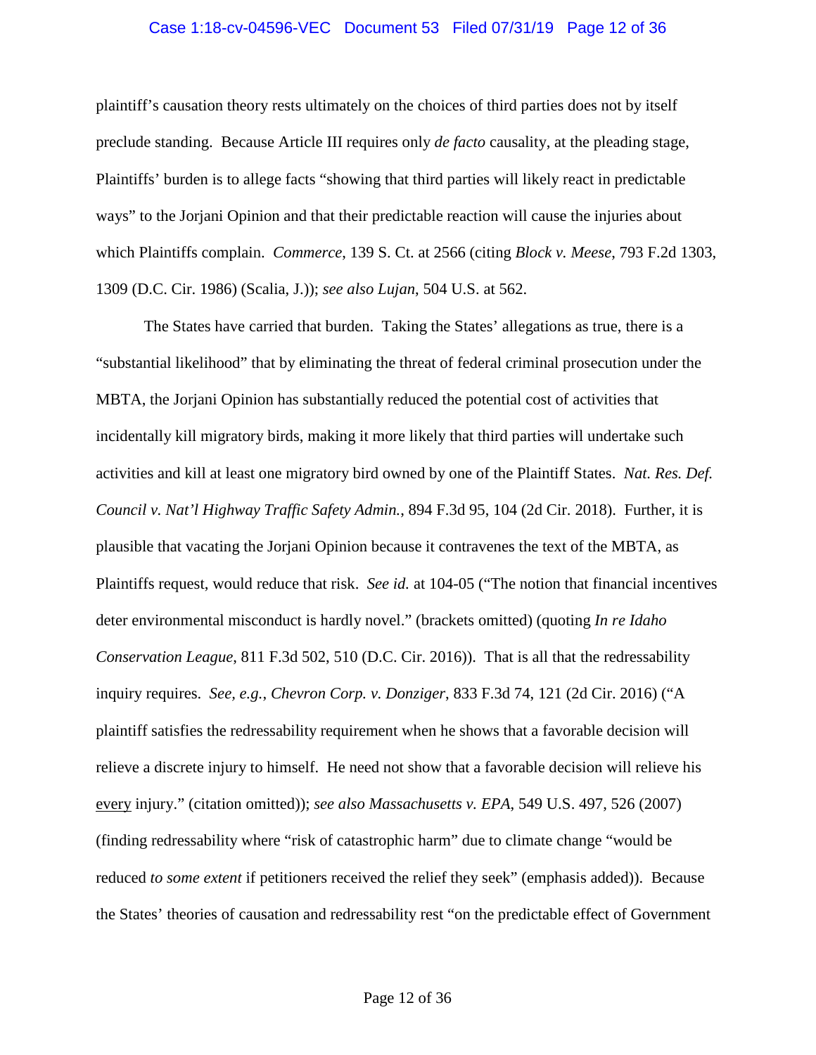plaintiff's causation theory rests ultimately on the choices of third parties does not by itself preclude standing. Because Article III requires only *de facto* causality, at the pleading stage, Plaintiffs' burden is to allege facts "showing that third parties will likely react in predictable ways" to the Jorjani Opinion and that their predictable reaction will cause the injuries about which Plaintiffs complain. *Commerce*, 139 S. Ct. at 2566 (citing *Block v. Meese*, 793 F.2d 1303, 1309 (D.C. Cir. 1986) (Scalia, J.)); *see also Lujan*, 504 U.S. at 562.

The States have carried that burden. Taking the States' allegations as true, there is a "substantial likelihood" that by eliminating the threat of federal criminal prosecution under the MBTA, the Jorjani Opinion has substantially reduced the potential cost of activities that incidentally kill migratory birds, making it more likely that third parties will undertake such activities and kill at least one migratory bird owned by one of the Plaintiff States. *Nat. Res. Def. Council v. Nat'l Highway Traffic Safety Admin.*, 894 F.3d 95, 104 (2d Cir. 2018). Further, it is plausible that vacating the Jorjani Opinion because it contravenes the text of the MBTA, as Plaintiffs request, would reduce that risk. *See id.* at 104-05 ("The notion that financial incentives deter environmental misconduct is hardly novel." (brackets omitted) (quoting *In re Idaho Conservation League*, 811 F.3d 502, 510 (D.C. Cir. 2016)). That is all that the redressability inquiry requires. *See, e.g.*, *Chevron Corp. v. Donziger*, 833 F.3d 74, 121 (2d Cir. 2016) ("A plaintiff satisfies the redressability requirement when he shows that a favorable decision will relieve a discrete injury to himself. He need not show that a favorable decision will relieve his <u>every</u> injury." (citation omitted)); *see also Massachusetts v. EPA*, 549 U.S. 497, 526 (2007) (finding redressability where "risk of catastrophic harm" due to climate change "would be reduced *to some extent* if petitioners received the relief they seek" (emphasis added)). Because the States' theories of causation and redressability rest "on the predictable effect of Government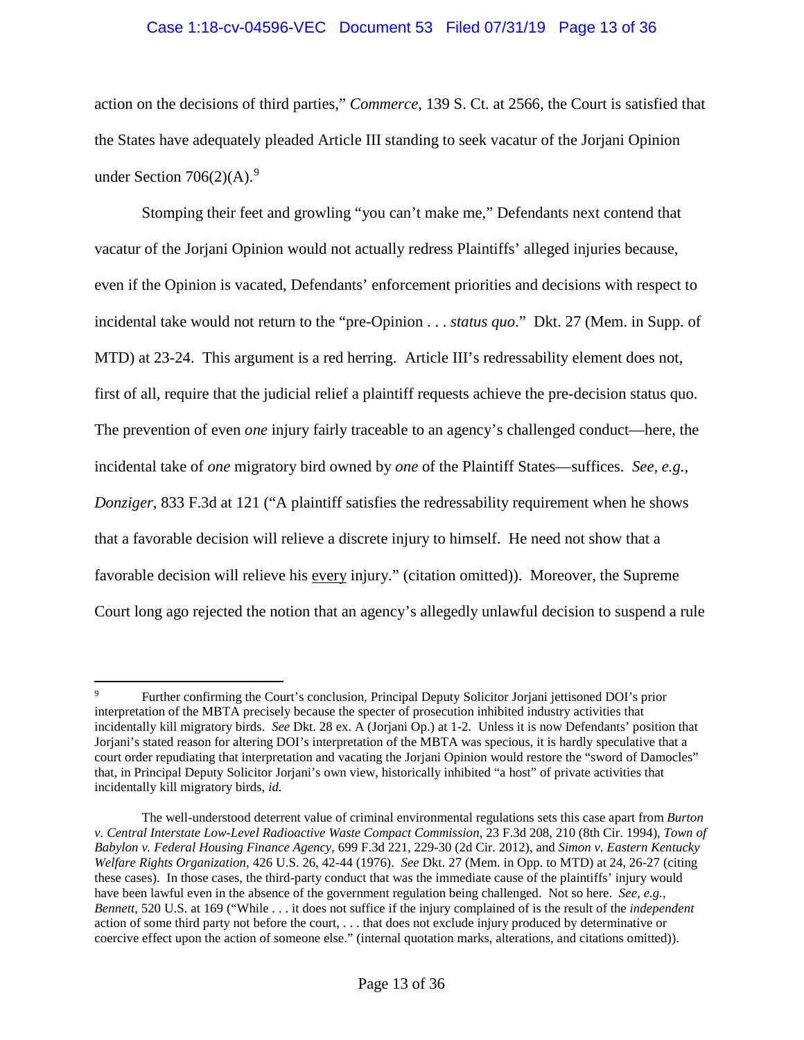action on the decisions of third parties," *Commerce*, 139 S. Ct. at 2566, the Court is satisfied that the States have adequately pleaded Article III standing to seek vacatur of the Jorjani Opinion under Section 706(2)(A).[9]

Stomping their feet and growling "you can't make me," Defendants next contend that vacatur of the Jorjani Opinion would not actually redress Plaintiffs' alleged injuries because, even if the Opinion is vacated, Defendants' enforcement priorities and decisions with respect to incidental take would not return to the "pre-Opinion . . . *status quo*." Dkt. 27 (Mem. in Supp. of MTD) at 23-24. This argument is a red herring. Article III's redressability element does not, first of all, require that the judicial relief a plaintiff requests achieve the pre-decision status quo. The prevention of even *one* injury fairly traceable to an agency's challenged conduct—here, the incidental take of *one* migratory bird owned by *one* of the Plaintiff States—suffices. *See, e.g.*, *Donziger*, 833 F.3d at 121 ("A plaintiff satisfies the redressability requirement when he shows that a favorable decision will relieve a discrete injury to himself. He need not show that a favorable decision will relieve his <u>every</u> injury." (citation omitted)). Moreover, the Supreme Court long ago rejected the notion that an agency's allegedly unlawful decision to suspend a rule

---

[9] Further confirming the Court's conclusion, Principal Deputy Solicitor Jorjani jettisoned DOI's prior interpretation of the MBTA precisely because the specter of prosecution inhibited industry activities that incidentally kill migratory birds. *See* Dkt. 28 ex. A (Jorjani Op.) at 1-2. Unless it is now Defendants' position that Jorjani's stated reason for altering DOI's interpretation of the MBTA was specious, it is hardly speculative that a court order repudiating that interpretation and vacating the Jorjani Opinion would restore the "sword of Damocles" that, in Principal Deputy Solicitor Jorjani's own view, historically inhibited "a host" of private activities that incidentally kill migratory birds, *id.*

The well-understood deterrent value of criminal environmental regulations sets this case apart from *Burton v. Central Interstate Low-Level Radioactive Waste Compact Commission*, 23 F.3d 208, 210 (8th Cir. 1994), *Town of Babylon v. Federal Housing Finance Agency*, 699 F.3d 221, 229-30 (2d Cir. 2012), and *Simon v. Eastern Kentucky Welfare Rights Organization*, 426 U.S. 26, 42-44 (1976). *See* Dkt. 27 (Mem. in Opp. to MTD) at 24, 26-27 (citing these cases). In those cases, the third-party conduct that was the immediate cause of the plaintiffs' injury would have been lawful even in the absence of the government regulation being challenged. Not so here. *See, e.g.*, *Bennett*, 520 U.S. at 169 ("While . . . it does not suffice if the injury complained of is the result of the *independent* action of some third party not before the court, . . . that does not exclude injury produced by determinative or coercive effect upon the action of someone else." (internal quotation marks, alterations, and citations omitted)).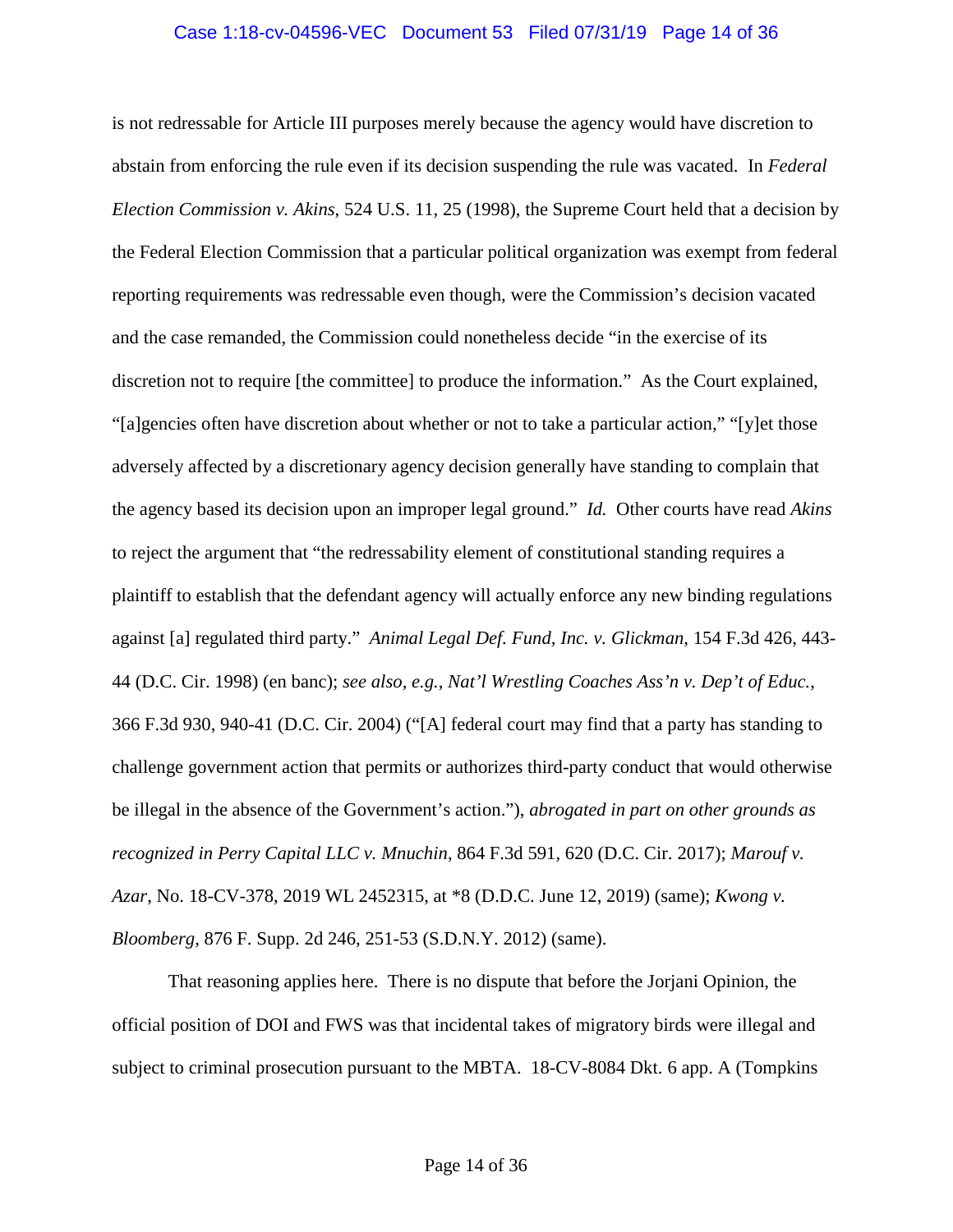is not redressable for Article III purposes merely because the agency would have discretion to abstain from enforcing the rule even if its decision suspending the rule was vacated. In *Federal Election Commission v. Akins*, 524 U.S. 11, 25 (1998), the Supreme Court held that a decision by the Federal Election Commission that a particular political organization was exempt from federal reporting requirements was redressable even though, were the Commission's decision vacated and the case remanded, the Commission could nonetheless decide "in the exercise of its discretion not to require [the committee] to produce the information." As the Court explained, "[a]gencies often have discretion about whether or not to take a particular action," "[y]et those adversely affected by a discretionary agency decision generally have standing to complain that the agency based its decision upon an improper legal ground." *Id.* Other courts have read *Akins* to reject the argument that "the redressability element of constitutional standing requires a plaintiff to establish that the defendant agency will actually enforce any new binding regulations against [a] regulated third party." *Animal Legal Def. Fund, Inc. v. Glickman*, 154 F.3d 426, 443-44 (D.C. Cir. 1998) (en banc); *see also, e.g.*, *Nat'l Wrestling Coaches Ass'n v. Dep't of Educ.*, 366 F.3d 930, 940-41 (D.C. Cir. 2004) ("[A] federal court may find that a party has standing to challenge government action that permits or authorizes third-party conduct that would otherwise be illegal in the absence of the Government's action."), *abrogated in part on other grounds as recognized in Perry Capital LLC v. Mnuchin*, 864 F.3d 591, 620 (D.C. Cir. 2017); *Marouf v. Azar*, No. 18-CV-378, 2019 WL 2452315, at *8 (D.D.C. June 12, 2019) (same); *Kwong v. Bloomberg*, 876 F. Supp. 2d 246, 251-53 (S.D.N.Y. 2012) (same).

That reasoning applies here. There is no dispute that before the Jorjani Opinion, the official position of DOI and FWS was that incidental takes of migratory birds were illegal and subject to criminal prosecution pursuant to the MBTA. 18-CV-8084 Dkt. 6 app. A (Tompkins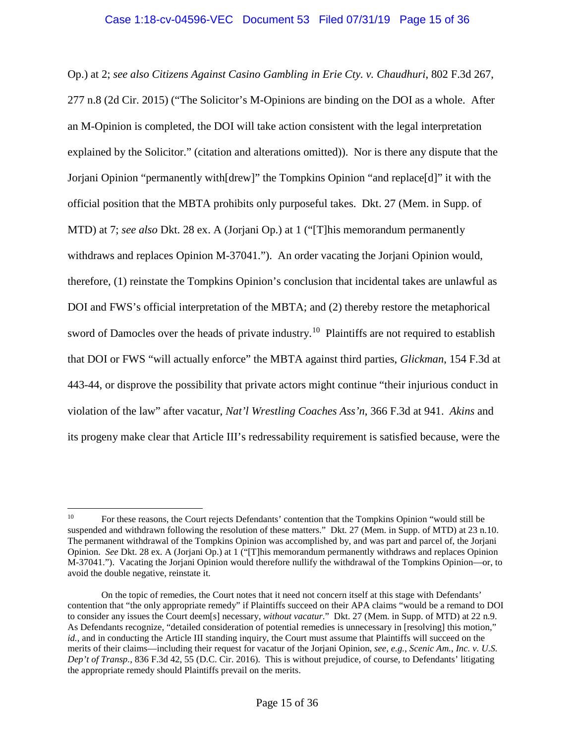Op.) at 2; *see also Citizens Against Casino Gambling in Erie Cty. v. Chaudhuri*, 802 F.3d 267, 277 n.8 (2d Cir. 2015) ("The Solicitor's M-Opinions are binding on the DOI as a whole. After an M-Opinion is completed, the DOI will take action consistent with the legal interpretation explained by the Solicitor." (citation and alterations omitted)). Nor is there any dispute that the Jorjani Opinion "permanently with[drew]" the Tompkins Opinion "and replace[d]" it with the official position that the MBTA prohibits only purposeful takes. Dkt. 27 (Mem. in Supp. of MTD) at 7; *see also* Dkt. 28 ex. A (Jorjani Op.) at 1 ("[T]his memorandum permanently withdraws and replaces Opinion M-37041."). An order vacating the Jorjani Opinion would, therefore, (1) reinstate the Tompkins Opinion's conclusion that incidental takes are unlawful as DOI and FWS's official interpretation of the MBTA; and (2) thereby restore the metaphorical sword of Damocles over the heads of private industry.[10] Plaintiffs are not required to establish that DOI or FWS "will actually enforce" the MBTA against third parties, *Glickman*, 154 F.3d at 443-44, or disprove the possibility that private actors might continue "their injurious conduct in violation of the law" after vacatur, *Nat'l Wrestling Coaches Ass'n*, 366 F.3d at 941. *Akins* and its progeny make clear that Article III's redressability requirement is satisfied because, were the

---

[10] For these reasons, the Court rejects Defendants' contention that the Tompkins Opinion "would still be suspended and withdrawn following the resolution of these matters." Dkt. 27 (Mem. in Supp. of MTD) at 23 n.10. The permanent withdrawal of the Tompkins Opinion was accomplished by, and was part and parcel of, the Jorjani Opinion. *See* Dkt. 28 ex. A (Jorjani Op.) at 1 ("[T]his memorandum permanently withdraws and replaces Opinion M-37041."). Vacating the Jorjani Opinion would therefore nullify the withdrawal of the Tompkins Opinion—or, to avoid the double negative, reinstate it.

On the topic of remedies, the Court notes that it need not concern itself at this stage with Defendants' contention that "the only appropriate remedy" if Plaintiffs succeed on their APA claims "would be a remand to DOI to consider any issues the Court deem[s] necessary, *without vacatur*." Dkt. 27 (Mem. in Supp. of MTD) at 22 n.9. As Defendants recognize, "detailed consideration of potential remedies is unnecessary in [resolving] this motion," *id.*, and in conducting the Article III standing inquiry, the Court must assume that Plaintiffs will succeed on the merits of their claims—including their request for vacatur of the Jorjani Opinion, *see, e.g.*, *Scenic Am., Inc. v. U.S. Dep't of Transp.*, 836 F.3d 42, 55 (D.C. Cir. 2016). This is without prejudice, of course, to Defendants' litigating the appropriate remedy should Plaintiffs prevail on the merits.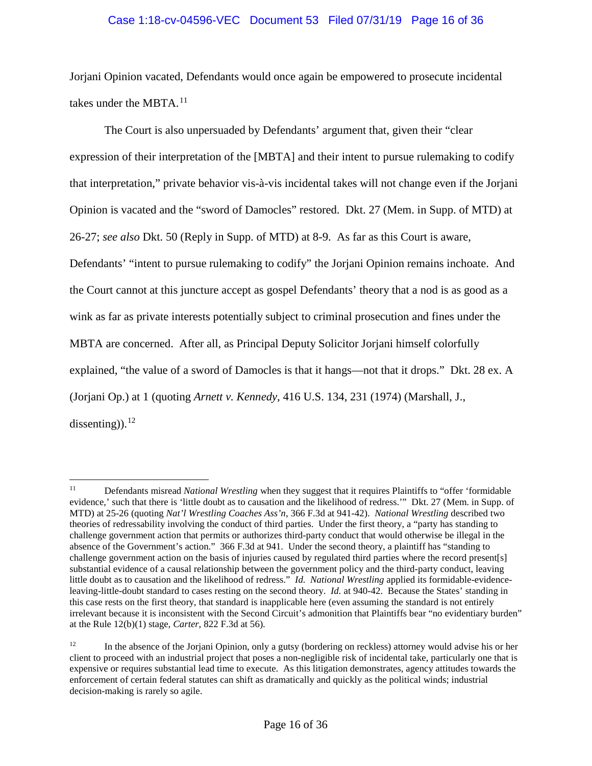Jorjani Opinion vacated, Defendants would once again be empowered to prosecute incidental takes under the MBTA.[11]

The Court is also unpersuaded by Defendants' argument that, given their "clear expression of their interpretation of the [MBTA] and their intent to pursue rulemaking to codify that interpretation," private behavior vis-à-vis incidental takes will not change even if the Jorjani Opinion is vacated and the "sword of Damocles" restored. Dkt. 27 (Mem. in Supp. of MTD) at 26-27; *see also* Dkt. 50 (Reply in Supp. of MTD) at 8-9. As far as this Court is aware, Defendants' "intent to pursue rulemaking to codify" the Jorjani Opinion remains inchoate. And the Court cannot at this juncture accept as gospel Defendants' theory that a nod is as good as a wink as far as private interests potentially subject to criminal prosecution and fines under the MBTA are concerned. After all, as Principal Deputy Solicitor Jorjani himself colorfully explained, "the value of a sword of Damocles is that it hangs—not that it drops." Dkt. 28 ex. A (Jorjani Op.) at 1 (quoting *Arnett v. Kennedy*, 416 U.S. 134, 231 (1974) (Marshall, J., dissenting)).[12]

---

[11] Defendants misread *National Wrestling* when they suggest that it requires Plaintiffs to "offer 'formidable evidence,' such that there is 'little doubt as to causation and the likelihood of redress.'" Dkt. 27 (Mem. in Supp. of MTD) at 25-26 (quoting *Nat'l Wrestling Coaches Ass'n*, 366 F.3d at 941-42). *National Wrestling* described two theories of redressability involving the conduct of third parties. Under the first theory, a "party has standing to challenge government action that permits or authorizes third-party conduct that would otherwise be illegal in the absence of the Government's action." 366 F.3d at 941. Under the second theory, a plaintiff has "standing to challenge government action on the basis of injuries caused by regulated third parties where the record present[s] substantial evidence of a causal relationship between the government policy and the third-party conduct, leaving little doubt as to causation and the likelihood of redress." *Id.* *National Wrestling* applied its formidable-evidence-leaving-little-doubt standard to cases resting on the second theory. *Id.* at 940-42. Because the States' standing in this case rests on the first theory, that standard is inapplicable here (even assuming the standard is not entirely irrelevant because it is inconsistent with the Second Circuit's admonition that Plaintiffs bear "no evidentiary burden" at the Rule 12(b)(1) stage, *Carter*, 822 F.3d at 56).

[12] In the absence of the Jorjani Opinion, only a gutsy (bordering on reckless) attorney would advise his or her client to proceed with an industrial project that poses a non-negligible risk of incidental take, particularly one that is expensive or requires substantial lead time to execute. As this litigation demonstrates, agency attitudes towards the enforcement of certain federal statutes can shift as dramatically and quickly as the political winds; industrial decision-making is rarely so agile.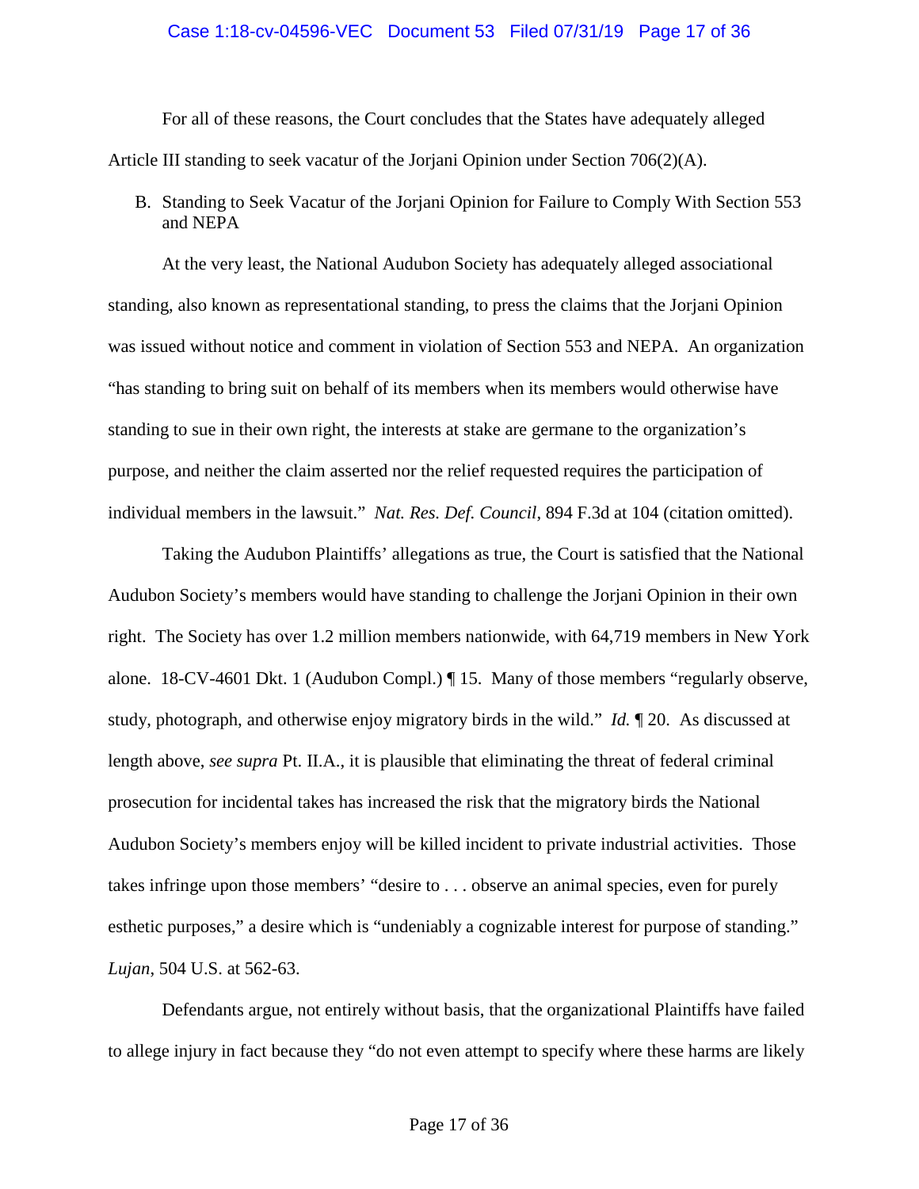For all of these reasons, the Court concludes that the States have adequately alleged Article III standing to seek vacatur of the Jorjani Opinion under Section 706(2)(A).

B. Standing to Seek Vacatur of the Jorjani Opinion for Failure to Comply With Section 553 and NEPA

At the very least, the National Audubon Society has adequately alleged associational standing, also known as representational standing, to press the claims that the Jorjani Opinion was issued without notice and comment in violation of Section 553 and NEPA. An organization "has standing to bring suit on behalf of its members when its members would otherwise have standing to sue in their own right, the interests at stake are germane to the organization's purpose, and neither the claim asserted nor the relief requested requires the participation of individual members in the lawsuit." *Nat. Res. Def. Council*, 894 F.3d at 104 (citation omitted).

Taking the Audubon Plaintiffs' allegations as true, the Court is satisfied that the National Audubon Society's members would have standing to challenge the Jorjani Opinion in their own right. The Society has over 1.2 million members nationwide, with 64,719 members in New York alone. 18-CV-4601 Dkt. 1 (Audubon Compl.) ¶ 15. Many of those members "regularly observe, study, photograph, and otherwise enjoy migratory birds in the wild." *Id.* ¶ 20. As discussed at length above, *see supra* Pt. II.A., it is plausible that eliminating the threat of federal criminal prosecution for incidental takes has increased the risk that the migratory birds the National Audubon Society's members enjoy will be killed incident to private industrial activities. Those takes infringe upon those members' "desire to . . . observe an animal species, even for purely esthetic purposes," a desire which is "undeniably a cognizable interest for purpose of standing." *Lujan*, 504 U.S. at 562-63.

Defendants argue, not entirely without basis, that the organizational Plaintiffs have failed to allege injury in fact because they "do not even attempt to specify where these harms are likely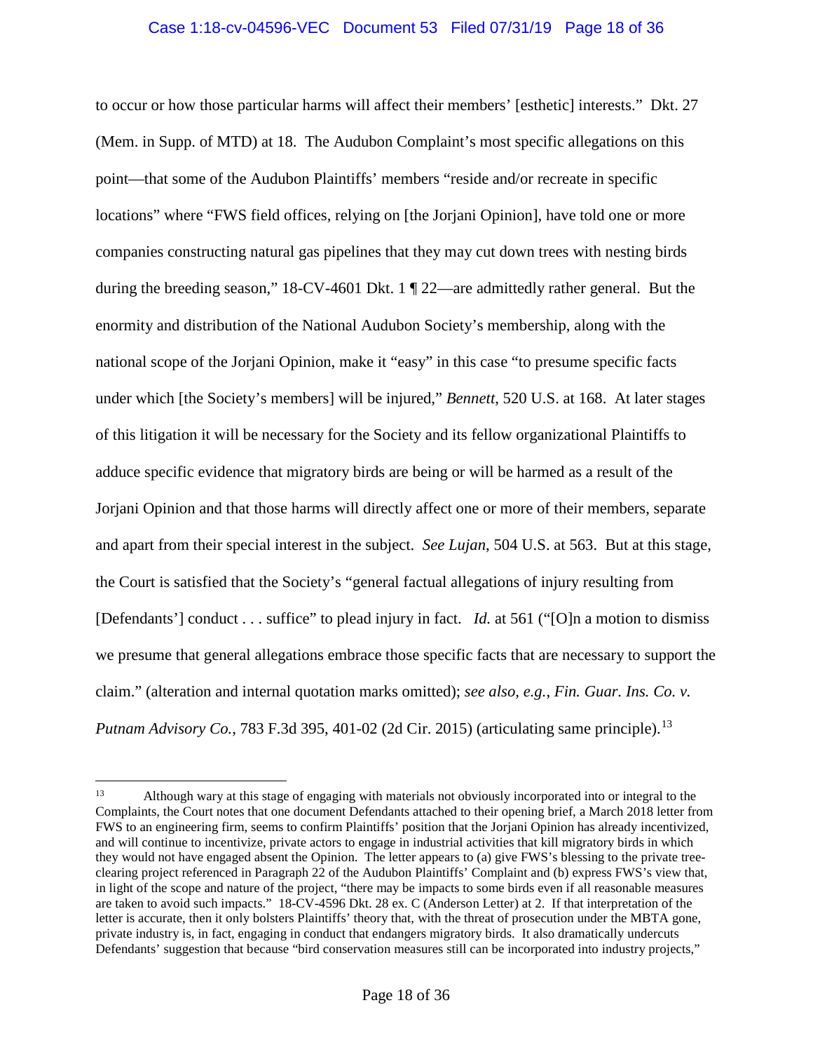to occur or how those particular harms will affect their members' [esthetic] interests." Dkt. 27 (Mem. in Supp. of MTD) at 18. The Audubon Complaint's most specific allegations on this point—that some of the Audubon Plaintiffs' members "reside and/or recreate in specific locations" where "FWS field offices, relying on [the Jorjani Opinion], have told one or more companies constructing natural gas pipelines that they may cut down trees with nesting birds during the breeding season," 18-CV-4601 Dkt. 1 ¶ 22—are admittedly rather general. But the enormity and distribution of the National Audubon Society's membership, along with the national scope of the Jorjani Opinion, make it "easy" in this case "to presume specific facts under which [the Society's members] will be injured," *Bennett*, 520 U.S. at 168. At later stages of this litigation it will be necessary for the Society and its fellow organizational Plaintiffs to adduce specific evidence that migratory birds are being or will be harmed as a result of the Jorjani Opinion and that those harms will directly affect one or more of their members, separate and apart from their special interest in the subject. *See Lujan*, 504 U.S. at 563. But at this stage, the Court is satisfied that the Society's "general factual allegations of injury resulting from [Defendants'] conduct . . . suffice" to plead injury in fact. *Id.* at 561 ("[O]n a motion to dismiss we presume that general allegations embrace those specific facts that are necessary to support the claim." (alteration and internal quotation marks omitted); *see also, e.g.*, *Fin. Guar. Ins. Co. v. Putnam Advisory Co.*, 783 F.3d 395, 401-02 (2d Cir. 2015) (articulating same principle).[13]

---

[13] Although wary at this stage of engaging with materials not obviously incorporated into or integral to the Complaints, the Court notes that one document Defendants attached to their opening brief, a March 2018 letter from FWS to an engineering firm, seems to confirm Plaintiffs' position that the Jorjani Opinion has already incentivized, and will continue to incentivize, private actors to engage in industrial activities that kill migratory birds in which they would not have engaged absent the Opinion. The letter appears to (a) give FWS's blessing to the private tree-clearing project referenced in Paragraph 22 of the Audubon Plaintiffs' Complaint and (b) express FWS's view that, in light of the scope and nature of the project, "there may be impacts to some birds even if all reasonable measures are taken to avoid such impacts." 18-CV-4596 Dkt. 28 ex. C (Anderson Letter) at 2. If that interpretation of the letter is accurate, then it only bolsters Plaintiffs' theory that, with the threat of prosecution under the MBTA gone, private industry is, in fact, engaging in conduct that endangers migratory birds. It also dramatically undercuts Defendants' suggestion that because "bird conservation measures still can be incorporated into industry projects,"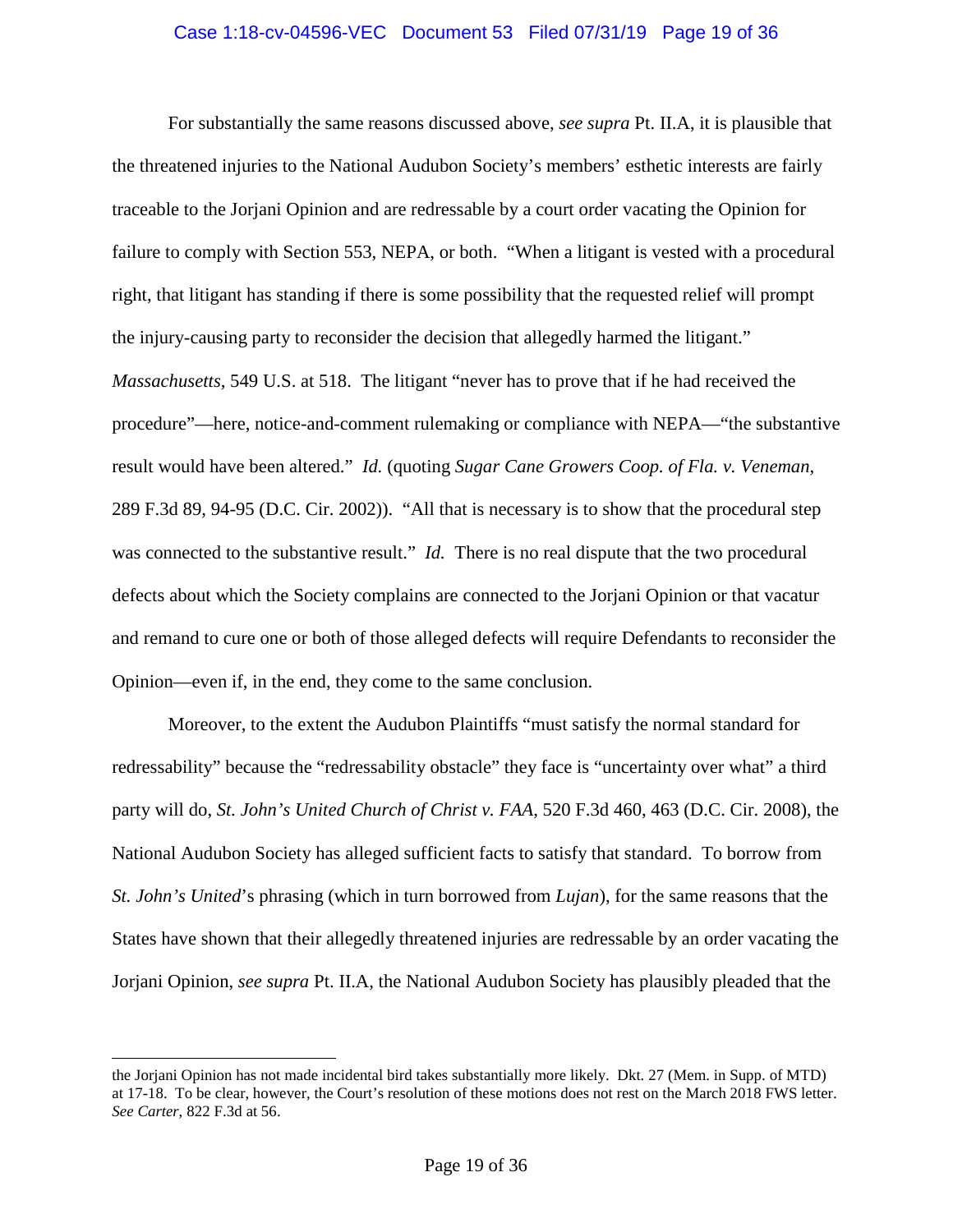For substantially the same reasons discussed above, *see supra* Pt. II.A, it is plausible that the threatened injuries to the National Audubon Society's members' esthetic interests are fairly traceable to the Jorjani Opinion and are redressable by a court order vacating the Opinion for failure to comply with Section 553, NEPA, or both. "When a litigant is vested with a procedural right, that litigant has standing if there is some possibility that the requested relief will prompt the injury-causing party to reconsider the decision that allegedly harmed the litigant." *Massachusetts*, 549 U.S. at 518. The litigant "never has to prove that if he had received the procedure"—here, notice-and-comment rulemaking or compliance with NEPA—"the substantive result would have been altered." *Id.* (quoting *Sugar Cane Growers Coop. of Fla. v. Veneman*, 289 F.3d 89, 94-95 (D.C. Cir. 2002)). "All that is necessary is to show that the procedural step was connected to the substantive result." *Id.* There is no real dispute that the two procedural defects about which the Society complains are connected to the Jorjani Opinion or that vacatur and remand to cure one or both of those alleged defects will require Defendants to reconsider the Opinion—even if, in the end, they come to the same conclusion.

Moreover, to the extent the Audubon Plaintiffs "must satisfy the normal standard for redressability" because the "redressability obstacle" they face is "uncertainty over what" a third party will do, *St. John's United Church of Christ v. FAA*, 520 F.3d 460, 463 (D.C. Cir. 2008), the National Audubon Society has alleged sufficient facts to satisfy that standard. To borrow from *St. John's United*'s phrasing (which in turn borrowed from *Lujan*), for the same reasons that the States have shown that their allegedly threatened injuries are redressable by an order vacating the Jorjani Opinion, *see supra* Pt. II.A, the National Audubon Society has plausibly pleaded that the

---

the Jorjani Opinion has not made incidental bird takes substantially more likely. Dkt. 27 (Mem. in Supp. of MTD) at 17-18. To be clear, however, the Court's resolution of these motions does not rest on the March 2018 FWS letter. *See Carter*, 822 F.3d at 56.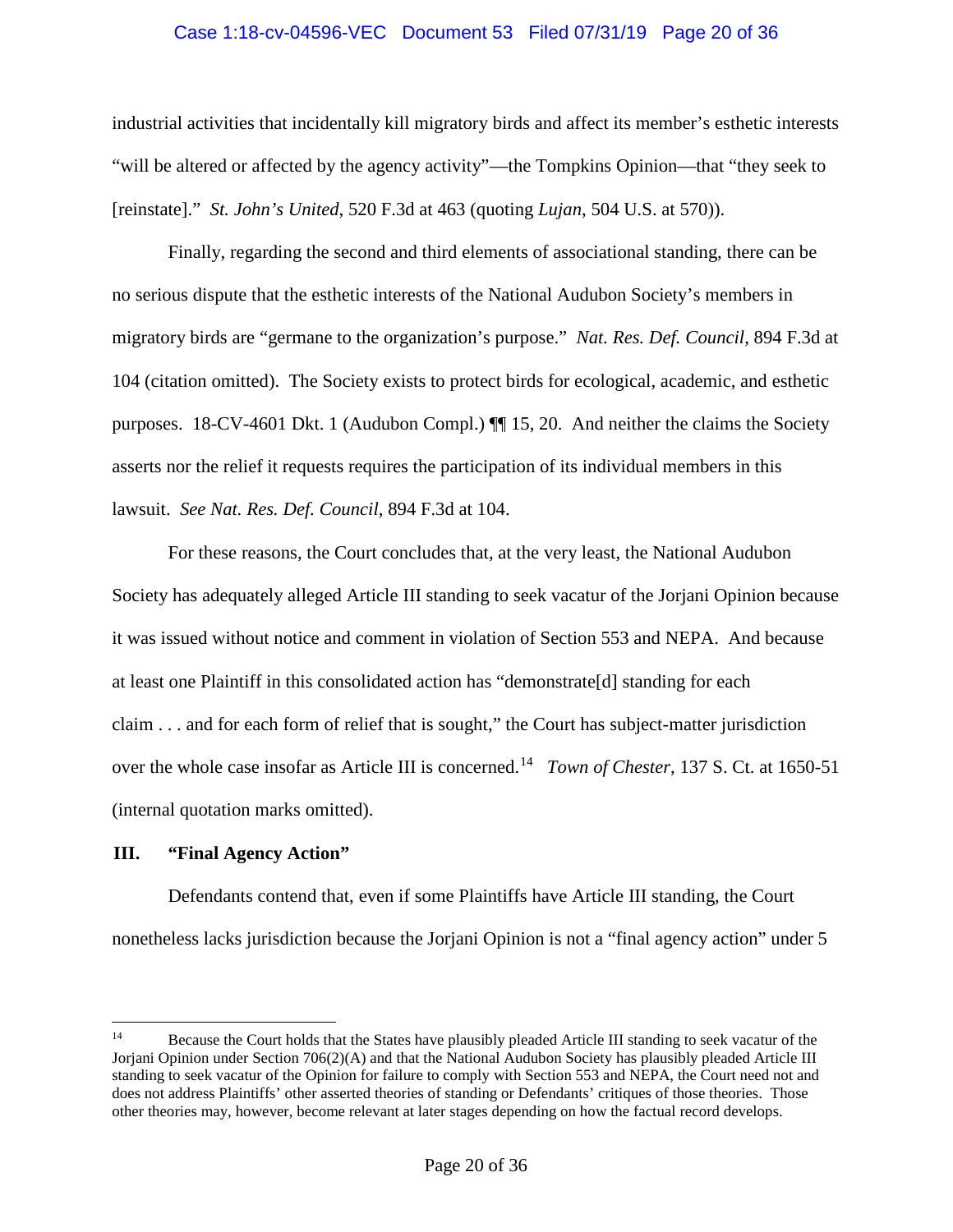industrial activities that incidentally kill migratory birds and affect its member's esthetic interests "will be altered or affected by the agency activity"—the Tompkins Opinion—that "they seek to [reinstate]." *St. John's United*, 520 F.3d at 463 (quoting *Lujan*, 504 U.S. at 570)).

Finally, regarding the second and third elements of associational standing, there can be no serious dispute that the esthetic interests of the National Audubon Society's members in migratory birds are "germane to the organization's purpose." *Nat. Res. Def. Council*, 894 F.3d at 104 (citation omitted). The Society exists to protect birds for ecological, academic, and esthetic purposes. 18-CV-4601 Dkt. 1 (Audubon Compl.) ¶¶ 15, 20. And neither the claims the Society asserts nor the relief it requests requires the participation of its individual members in this lawsuit. *See Nat. Res. Def. Council*, 894 F.3d at 104.

For these reasons, the Court concludes that, at the very least, the National Audubon Society has adequately alleged Article III standing to seek vacatur of the Jorjani Opinion because it was issued without notice and comment in violation of Section 553 and NEPA. And because at least one Plaintiff in this consolidated action has "demonstrate[d] standing for each claim . . . and for each form of relief that is sought," the Court has subject-matter jurisdiction over the whole case insofar as Article III is concerned.[14] *Town of Chester*, 137 S. Ct. at 1650-51 (internal quotation marks omitted).

## III. "Final Agency Action"

Defendants contend that, even if some Plaintiffs have Article III standing, the Court nonetheless lacks jurisdiction because the Jorjani Opinion is not a "final agency action" under 5

---

[14] Because the Court holds that the States have plausibly pleaded Article III standing to seek vacatur of the Jorjani Opinion under Section 706(2)(A) and that the National Audubon Society has plausibly pleaded Article III standing to seek vacatur of the Opinion for failure to comply with Section 553 and NEPA, the Court need not and does not address Plaintiffs' other asserted theories of standing or Defendants' critiques of those theories. Those other theories may, however, become relevant at later stages depending on how the factual record develops.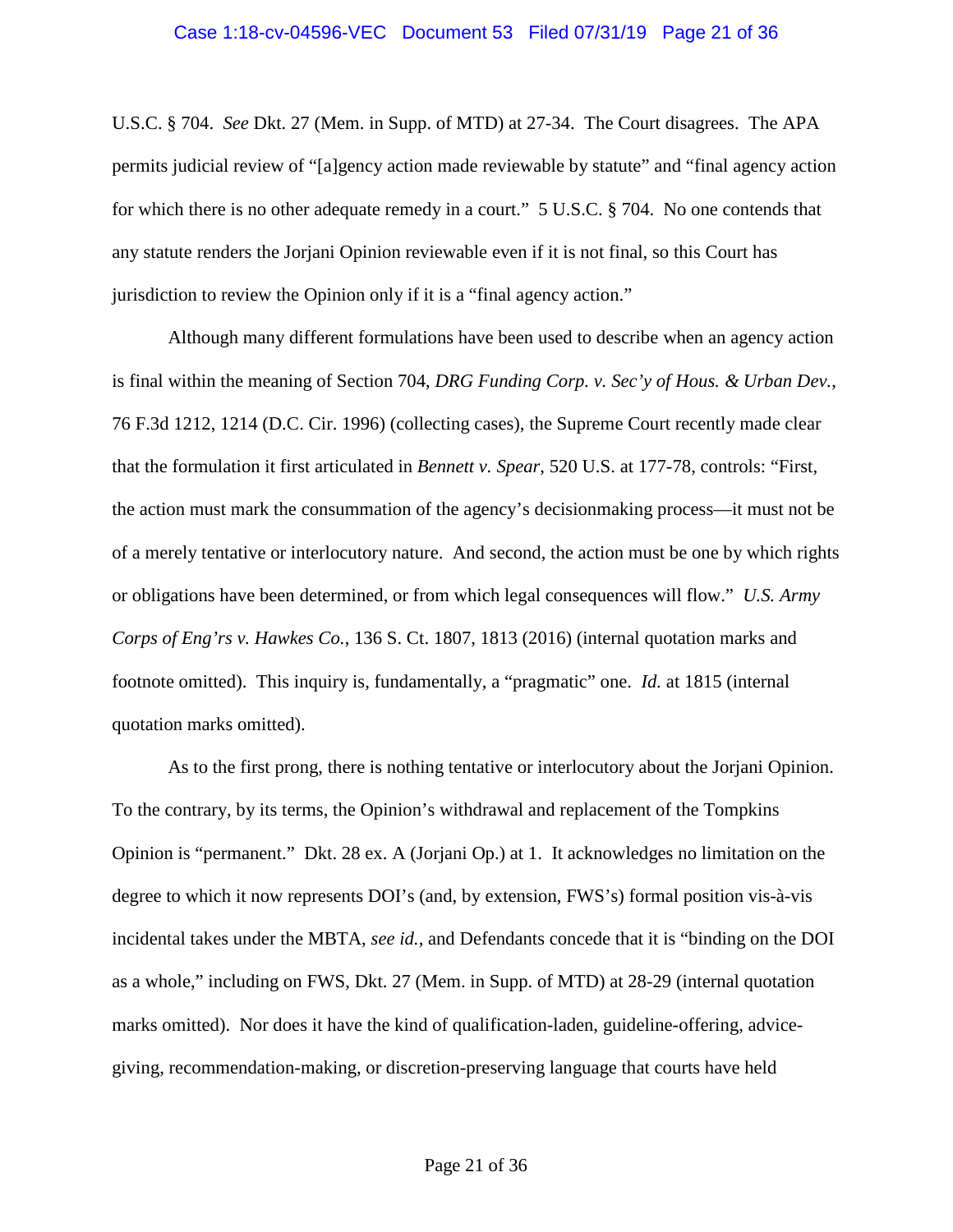U.S.C. § 704. *See* Dkt. 27 (Mem. in Supp. of MTD) at 27-34. The Court disagrees. The APA permits judicial review of "[a]gency action made reviewable by statute" and "final agency action for which there is no other adequate remedy in a court." 5 U.S.C. § 704. No one contends that any statute renders the Jorjani Opinion reviewable even if it is not final, so this Court has jurisdiction to review the Opinion only if it is a "final agency action."

Although many different formulations have been used to describe when an agency action is final within the meaning of Section 704, *DRG Funding Corp. v. Sec'y of Hous. & Urban Dev.*, 76 F.3d 1212, 1214 (D.C. Cir. 1996) (collecting cases), the Supreme Court recently made clear that the formulation it first articulated in *Bennett v. Spear*, 520 U.S. at 177-78, controls: "First, the action must mark the consummation of the agency's decisionmaking process—it must not be of a merely tentative or interlocutory nature. And second, the action must be one by which rights or obligations have been determined, or from which legal consequences will flow." *U.S. Army Corps of Eng'rs v. Hawkes Co.*, 136 S. Ct. 1807, 1813 (2016) (internal quotation marks and footnote omitted). This inquiry is, fundamentally, a "pragmatic" one. *Id.* at 1815 (internal quotation marks omitted).

As to the first prong, there is nothing tentative or interlocutory about the Jorjani Opinion. To the contrary, by its terms, the Opinion's withdrawal and replacement of the Tompkins Opinion is "permanent." Dkt. 28 ex. A (Jorjani Op.) at 1. It acknowledges no limitation on the degree to which it now represents DOI's (and, by extension, FWS's) formal position vis-à-vis incidental takes under the MBTA, *see id.*, and Defendants concede that it is "binding on the DOI as a whole," including on FWS, Dkt. 27 (Mem. in Supp. of MTD) at 28-29 (internal quotation marks omitted). Nor does it have the kind of qualification-laden, guideline-offering, advice-giving, recommendation-making, or discretion-preserving language that courts have held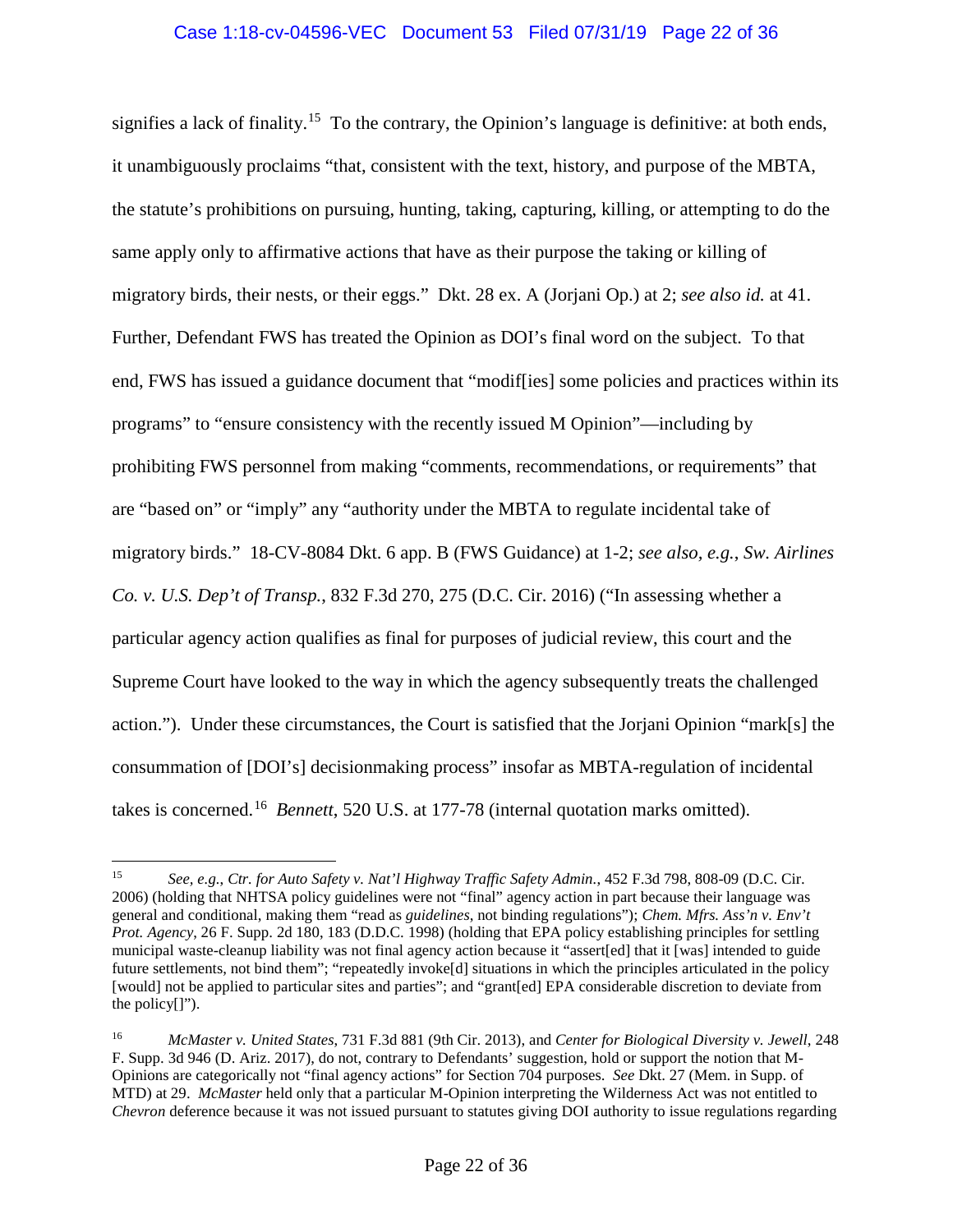signifies a lack of finality.[15] To the contrary, the Opinion's language is definitive: at both ends, it unambiguously proclaims "that, consistent with the text, history, and purpose of the MBTA, the statute's prohibitions on pursuing, hunting, taking, capturing, killing, or attempting to do the same apply only to affirmative actions that have as their purpose the taking or killing of migratory birds, their nests, or their eggs." Dkt. 28 ex. A (Jorjani Op.) at 2; *see also id.* at 41. Further, Defendant FWS has treated the Opinion as DOI's final word on the subject. To that end, FWS has issued a guidance document that "modif[ies] some policies and practices within its programs" to "ensure consistency with the recently issued M Opinion"—including by prohibiting FWS personnel from making "comments, recommendations, or requirements" that are "based on" or "imply" any "authority under the MBTA to regulate incidental take of migratory birds." 18-CV-8084 Dkt. 6 app. B (FWS Guidance) at 1-2; *see also, e.g.*, *Sw. Airlines Co. v. U.S. Dep't of Transp.*, 832 F.3d 270, 275 (D.C. Cir. 2016) ("In assessing whether a particular agency action qualifies as final for purposes of judicial review, this court and the Supreme Court have looked to the way in which the agency subsequently treats the challenged action."). Under these circumstances, the Court is satisfied that the Jorjani Opinion "mark[s] the consummation of [DOI's] decisionmaking process" insofar as MBTA-regulation of incidental takes is concerned.[16] *Bennett*, 520 U.S. at 177-78 (internal quotation marks omitted).

---

[15] *See, e.g.*, *Ctr. for Auto Safety v. Nat'l Highway Traffic Safety Admin.*, 452 F.3d 798, 808-09 (D.C. Cir. 2006) (holding that NHTSA policy guidelines were not "final" agency action in part because their language was general and conditional, making them "read as *guidelines*, not binding regulations"); *Chem. Mfrs. Ass'n v. Env't Prot. Agency*, 26 F. Supp. 2d 180, 183 (D.D.C. 1998) (holding that EPA policy establishing principles for settling municipal waste-cleanup liability was not final agency action because it "assert[ed] that it [was] intended to guide future settlements, not bind them"; "repeatedly invoke[d] situations in which the principles articulated in the policy [would] not be applied to particular sites and parties"; and "grant[ed] EPA considerable discretion to deviate from the policy[]").

[16] *McMaster v. United States*, 731 F.3d 881 (9th Cir. 2013), and *Center for Biological Diversity v. Jewell*, 248 F. Supp. 3d 946 (D. Ariz. 2017), do not, contrary to Defendants' suggestion, hold or support the notion that M-Opinions are categorically not "final agency actions" for Section 704 purposes. *See* Dkt. 27 (Mem. in Supp. of MTD) at 29. *McMaster* held only that a particular M-Opinion interpreting the Wilderness Act was not entitled to *Chevron* deference because it was not issued pursuant to statutes giving DOI authority to issue regulations regarding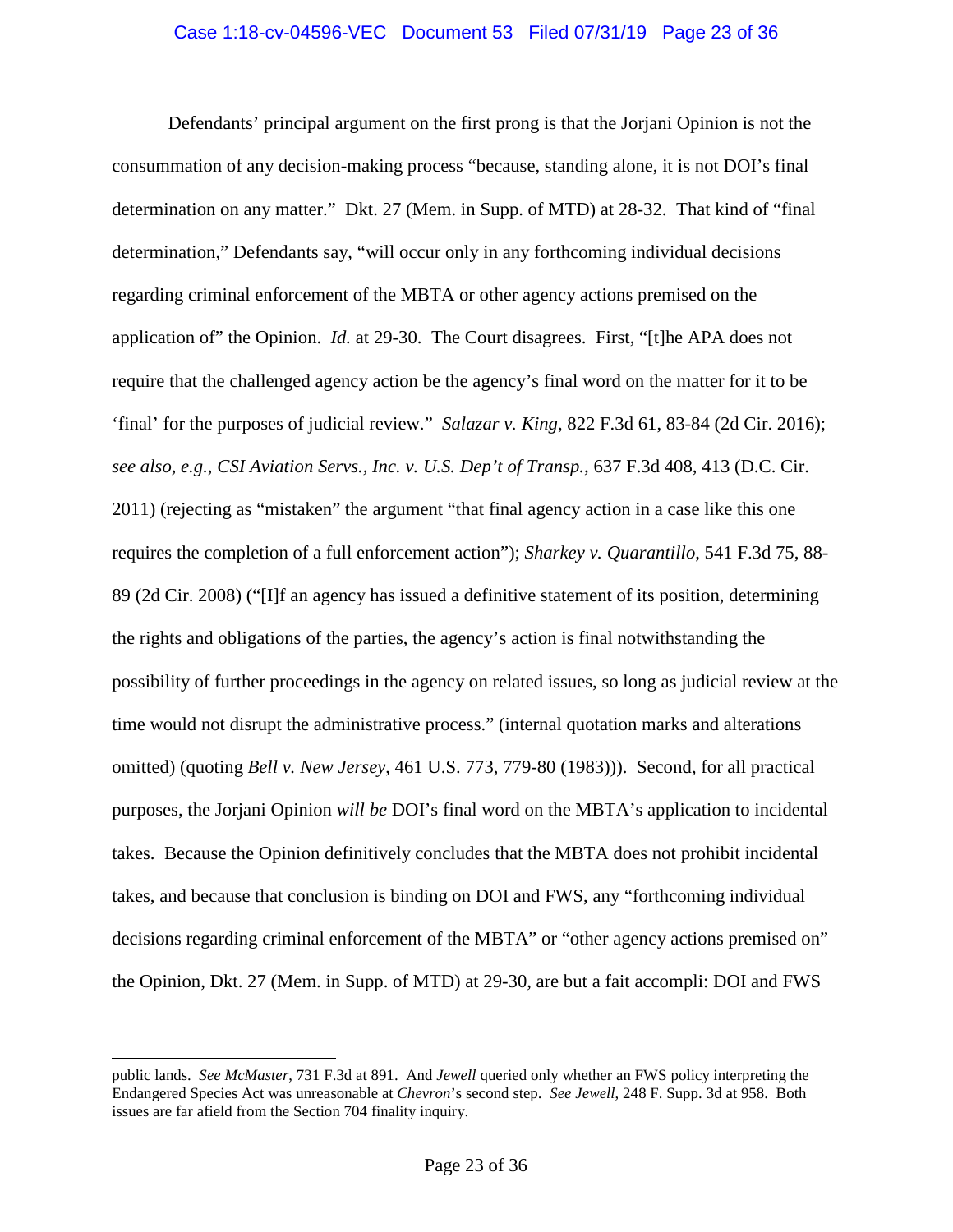Defendants' principal argument on the first prong is that the Jorjani Opinion is not the consummation of any decision-making process "because, standing alone, it is not DOI's final determination on any matter." Dkt. 27 (Mem. in Supp. of MTD) at 28-32. That kind of "final determination," Defendants say, "will occur only in any forthcoming individual decisions regarding criminal enforcement of the MBTA or other agency actions premised on the application of" the Opinion. *Id.* at 29-30. The Court disagrees. First, "[t]he APA does not require that the challenged agency action be the agency's final word on the matter for it to be 'final' for the purposes of judicial review." *Salazar v. King*, 822 F.3d 61, 83-84 (2d Cir. 2016); *see also, e.g.*, *CSI Aviation Servs., Inc. v. U.S. Dep't of Transp.*, 637 F.3d 408, 413 (D.C. Cir. 2011) (rejecting as "mistaken" the argument "that final agency action in a case like this one requires the completion of a full enforcement action"); *Sharkey v. Quarantillo*, 541 F.3d 75, 88-89 (2d Cir. 2008) ("[I]f an agency has issued a definitive statement of its position, determining the rights and obligations of the parties, the agency's action is final notwithstanding the possibility of further proceedings in the agency on related issues, so long as judicial review at the time would not disrupt the administrative process." (internal quotation marks and alterations omitted) (quoting *Bell v. New Jersey*, 461 U.S. 773, 779-80 (1983))). Second, for all practical purposes, the Jorjani Opinion *will be* DOI's final word on the MBTA's application to incidental takes. Because the Opinion definitively concludes that the MBTA does not prohibit incidental takes, and because that conclusion is binding on DOI and FWS, any "forthcoming individual decisions regarding criminal enforcement of the MBTA" or "other agency actions premised on" the Opinion, Dkt. 27 (Mem. in Supp. of MTD) at 29-30, are but a fait accompli: DOI and FWS

---

public lands. *See McMaster*, 731 F.3d at 891. And *Jewell* queried only whether an FWS policy interpreting the Endangered Species Act was unreasonable at *Chevron*'s second step. *See Jewell*, 248 F. Supp. 3d at 958. Both issues are far afield from the Section 704 finality inquiry.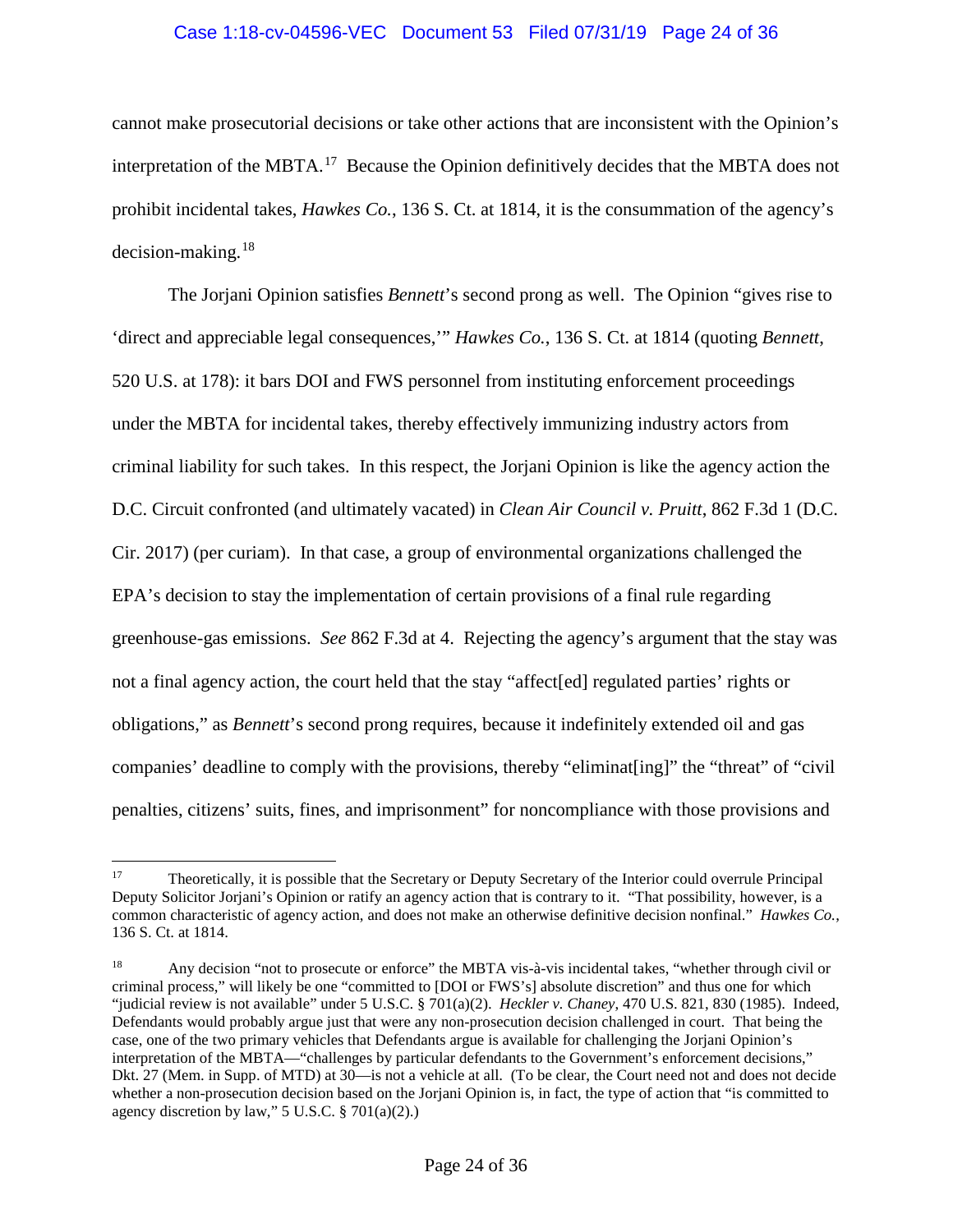cannot make prosecutorial decisions or take other actions that are inconsistent with the Opinion's interpretation of the MBTA.[17] Because the Opinion definitively decides that the MBTA does not prohibit incidental takes, *Hawkes Co.*, 136 S. Ct. at 1814, it is the consummation of the agency's decision-making.[18]

The Jorjani Opinion satisfies *Bennett*'s second prong as well. The Opinion "gives rise to 'direct and appreciable legal consequences,'" *Hawkes Co.*, 136 S. Ct. at 1814 (quoting *Bennett*, 520 U.S. at 178): it bars DOI and FWS personnel from instituting enforcement proceedings under the MBTA for incidental takes, thereby effectively immunizing industry actors from criminal liability for such takes. In this respect, the Jorjani Opinion is like the agency action the D.C. Circuit confronted (and ultimately vacated) in *Clean Air Council v. Pruitt*, 862 F.3d 1 (D.C. Cir. 2017) (per curiam). In that case, a group of environmental organizations challenged the EPA's decision to stay the implementation of certain provisions of a final rule regarding greenhouse-gas emissions. *See* 862 F.3d at 4. Rejecting the agency's argument that the stay was not a final agency action, the court held that the stay "affect[ed] regulated parties' rights or obligations," as *Bennett*'s second prong requires, because it indefinitely extended oil and gas companies' deadline to comply with the provisions, thereby "eliminat[ing]" the "threat" of "civil penalties, citizens' suits, fines, and imprisonment" for noncompliance with those provisions and

---

[17] Theoretically, it is possible that the Secretary or Deputy Secretary of the Interior could overrule Principal Deputy Solicitor Jorjani's Opinion or ratify an agency action that is contrary to it. "That possibility, however, is a common characteristic of agency action, and does not make an otherwise definitive decision nonfinal." *Hawkes Co.*, 136 S. Ct. at 1814.

[18] Any decision "not to prosecute or enforce" the MBTA vis-à-vis incidental takes, "whether through civil or criminal process," will likely be one "committed to [DOI or FWS's] absolute discretion" and thus one for which "judicial review is not available" under 5 U.S.C. § 701(a)(2). *Heckler v. Chaney*, 470 U.S. 821, 830 (1985). Indeed, Defendants would probably argue just that were any non-prosecution decision challenged in court. That being the case, one of the two primary vehicles that Defendants argue is available for challenging the Jorjani Opinion's interpretation of the MBTA—"challenges by particular defendants to the Government's enforcement decisions," Dkt. 27 (Mem. in Supp. of MTD) at 30—is not a vehicle at all. (To be clear, the Court need not and does not decide whether a non-prosecution decision based on the Jorjani Opinion is, in fact, the type of action that "is committed to agency discretion by law," 5 U.S.C. § 701(a)(2).)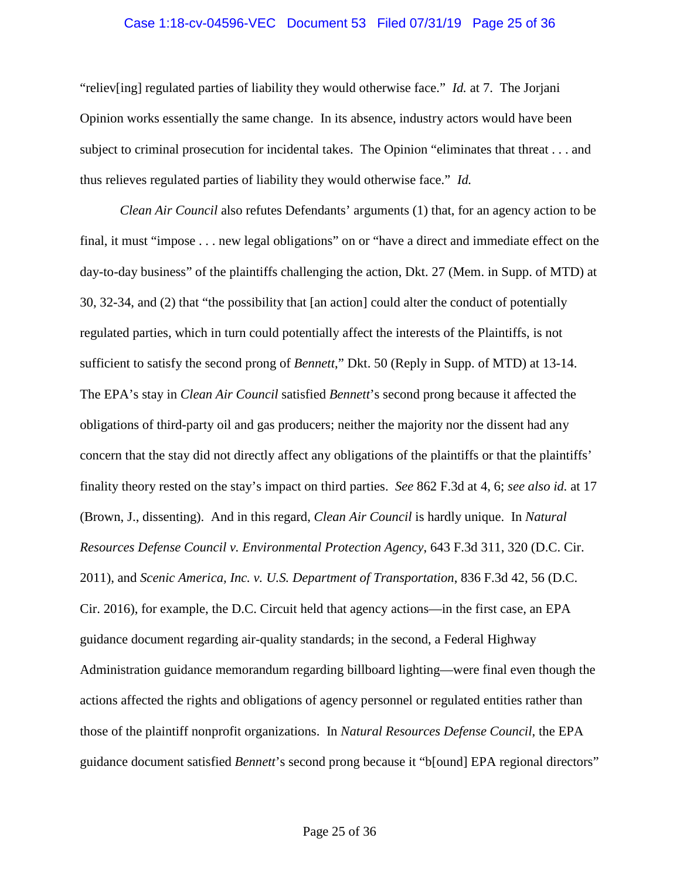"reliev[ing] regulated parties of liability they would otherwise face." *Id.* at 7. The Jorjani Opinion works essentially the same change. In its absence, industry actors would have been subject to criminal prosecution for incidental takes. The Opinion "eliminates that threat . . . and thus relieves regulated parties of liability they would otherwise face." *Id.*

*Clean Air Council* also refutes Defendants' arguments (1) that, for an agency action to be final, it must "impose . . . new legal obligations" on or "have a direct and immediate effect on the day-to-day business" of the plaintiffs challenging the action, Dkt. 27 (Mem. in Supp. of MTD) at 30, 32-34, and (2) that "the possibility that [an action] could alter the conduct of potentially regulated parties, which in turn could potentially affect the interests of the Plaintiffs, is not sufficient to satisfy the second prong of *Bennett*," Dkt. 50 (Reply in Supp. of MTD) at 13-14. The EPA's stay in *Clean Air Council* satisfied *Bennett*'s second prong because it affected the obligations of third-party oil and gas producers; neither the majority nor the dissent had any concern that the stay did not directly affect any obligations of the plaintiffs or that the plaintiffs' finality theory rested on the stay's impact on third parties. *See* 862 F.3d at 4, 6; *see also id.* at 17 (Brown, J., dissenting). And in this regard, *Clean Air Council* is hardly unique. In *Natural Resources Defense Council v. Environmental Protection Agency*, 643 F.3d 311, 320 (D.C. Cir. 2011), and *Scenic America, Inc. v. U.S. Department of Transportation*, 836 F.3d 42, 56 (D.C. Cir. 2016), for example, the D.C. Circuit held that agency actions—in the first case, an EPA guidance document regarding air-quality standards; in the second, a Federal Highway Administration guidance memorandum regarding billboard lighting—were final even though the actions affected the rights and obligations of agency personnel or regulated entities rather than those of the plaintiff nonprofit organizations. In *Natural Resources Defense Council*, the EPA guidance document satisfied *Bennett*'s second prong because it "b[ound] EPA regional directors"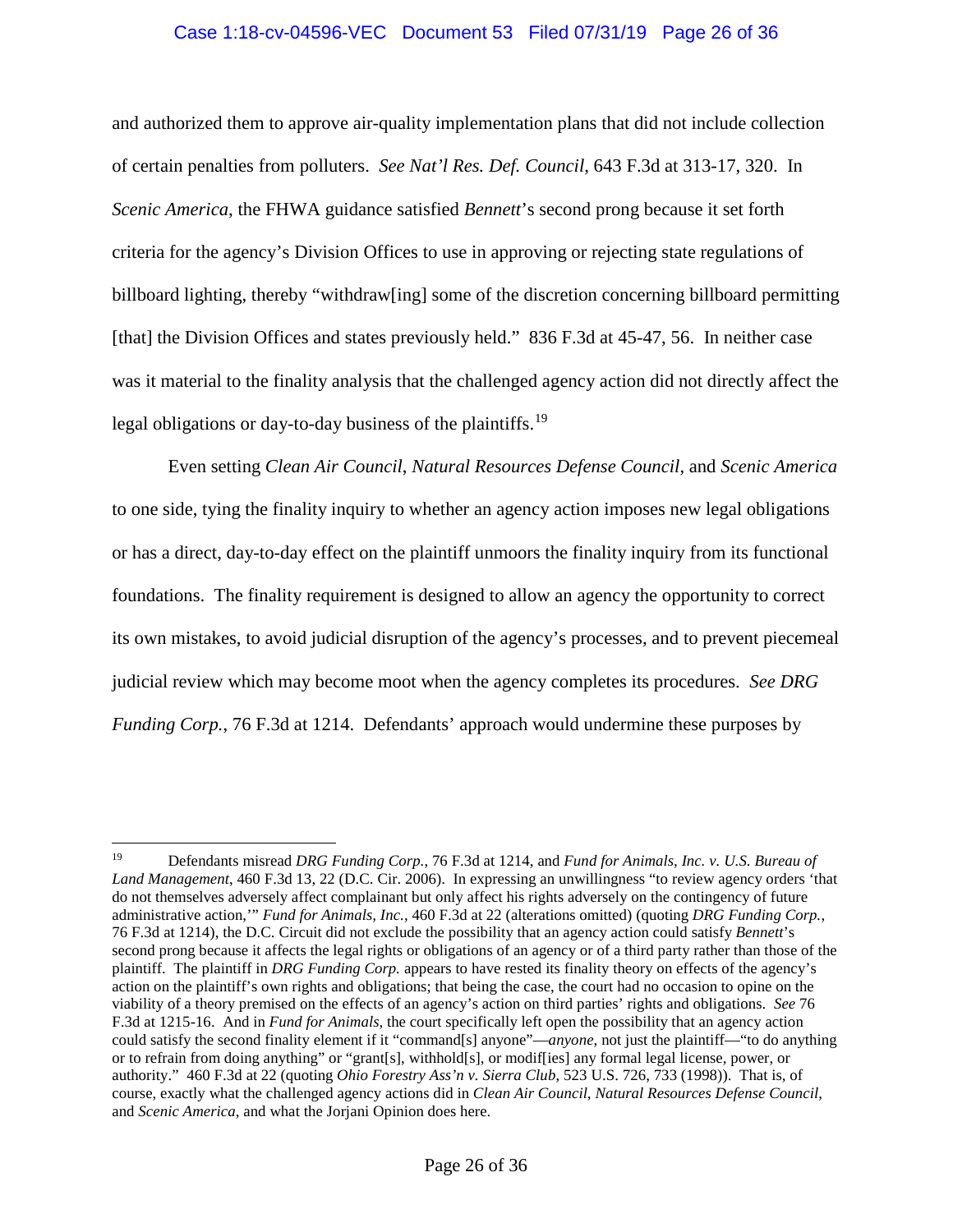and authorized them to approve air-quality implementation plans that did not include collection of certain penalties from polluters. *See Nat'l Res. Def. Council*, 643 F.3d at 313-17, 320. In *Scenic America*, the FHWA guidance satisfied *Bennett*'s second prong because it set forth criteria for the agency's Division Offices to use in approving or rejecting state regulations of billboard lighting, thereby "withdraw[ing] some of the discretion concerning billboard permitting [that] the Division Offices and states previously held." 836 F.3d at 45-47, 56. In neither case was it material to the finality analysis that the challenged agency action did not directly affect the legal obligations or day-to-day business of the plaintiffs.[19]

Even setting *Clean Air Council*, *Natural Resources Defense Council*, and *Scenic America* to one side, tying the finality inquiry to whether an agency action imposes new legal obligations or has a direct, day-to-day effect on the plaintiff unmoors the finality inquiry from its functional foundations. The finality requirement is designed to allow an agency the opportunity to correct its own mistakes, to avoid judicial disruption of the agency's processes, and to prevent piecemeal judicial review which may become moot when the agency completes its procedures. *See DRG Funding Corp.*, 76 F.3d at 1214. Defendants' approach would undermine these purposes by

[19] Defendants misread *DRG Funding Corp.*, 76 F.3d at 1214, and *Fund for Animals, Inc. v. U.S. Bureau of Land Management*, 460 F.3d 13, 22 (D.C. Cir. 2006). In expressing an unwillingness "to review agency orders 'that do not themselves adversely affect complainant but only affect his rights adversely on the contingency of future administrative action,'" *Fund for Animals, Inc.*, 460 F.3d at 22 (alterations omitted) (quoting *DRG Funding Corp.*, 76 F.3d at 1214), the D.C. Circuit did not exclude the possibility that an agency action could satisfy *Bennett*'s second prong because it affects the legal rights or obligations of an agency or of a third party rather than those of the plaintiff. The plaintiff in *DRG Funding Corp.* appears to have rested its finality theory on effects of the agency's action on the plaintiff's own rights and obligations; that being the case, the court had no occasion to opine on the viability of a theory premised on the effects of an agency's action on third parties' rights and obligations. *See* 76 F.3d at 1215-16. And in *Fund for Animals*, the court specifically left open the possibility that an agency action could satisfy the second finality element if it "command[s] anyone"—*anyone*, not just the plaintiff—"to do anything or to refrain from doing anything" or "grant[s], withhold[s], or modif[ies] any formal legal license, power, or authority." 460 F.3d at 22 (quoting *Ohio Forestry Ass'n v. Sierra Club*, 523 U.S. 726, 733 (1998)). That is, of course, exactly what the challenged agency actions did in *Clean Air Council*, *Natural Resources Defense Council*, and *Scenic America*, and what the Jorjani Opinion does here.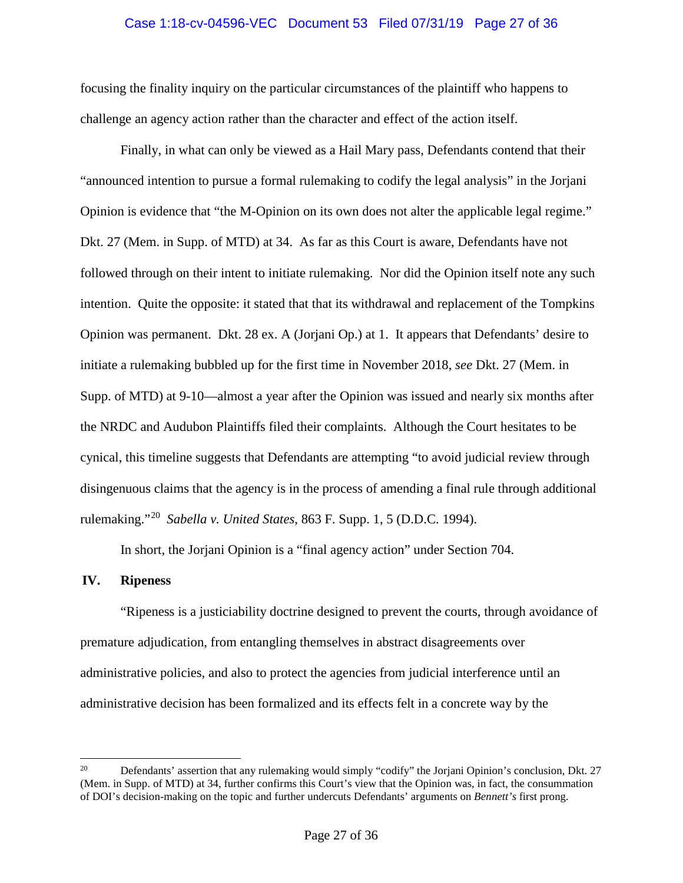focusing the finality inquiry on the particular circumstances of the plaintiff who happens to challenge an agency action rather than the character and effect of the action itself.

Finally, in what can only be viewed as a Hail Mary pass, Defendants contend that their "announced intention to pursue a formal rulemaking to codify the legal analysis" in the Jorjani Opinion is evidence that "the M-Opinion on its own does not alter the applicable legal regime." Dkt. 27 (Mem. in Supp. of MTD) at 34. As far as this Court is aware, Defendants have not followed through on their intent to initiate rulemaking. Nor did the Opinion itself note any such intention. Quite the opposite: it stated that that its withdrawal and replacement of the Tompkins Opinion was permanent. Dkt. 28 ex. A (Jorjani Op.) at 1. It appears that Defendants' desire to initiate a rulemaking bubbled up for the first time in November 2018, *see* Dkt. 27 (Mem. in Supp. of MTD) at 9-10—almost a year after the Opinion was issued and nearly six months after the NRDC and Audubon Plaintiffs filed their complaints. Although the Court hesitates to be cynical, this timeline suggests that Defendants are attempting "to avoid judicial review through disingenuous claims that the agency is in the process of amending a final rule through additional rulemaking."[20] *Sabella v. United States*, 863 F. Supp. 1, 5 (D.D.C. 1994).

In short, the Jorjani Opinion is a "final agency action" under Section 704.

## IV. Ripeness

"Ripeness is a justiciability doctrine designed to prevent the courts, through avoidance of premature adjudication, from entangling themselves in abstract disagreements over administrative policies, and also to protect the agencies from judicial interference until an administrative decision has been formalized and its effects felt in a concrete way by the

---

[20] Defendants' assertion that any rulemaking would simply "codify" the Jorjani Opinion's conclusion, Dkt. 27 (Mem. in Supp. of MTD) at 34, further confirms this Court's view that the Opinion was, in fact, the consummation of DOI's decision-making on the topic and further undercuts Defendants' arguments on *Bennett's* first prong.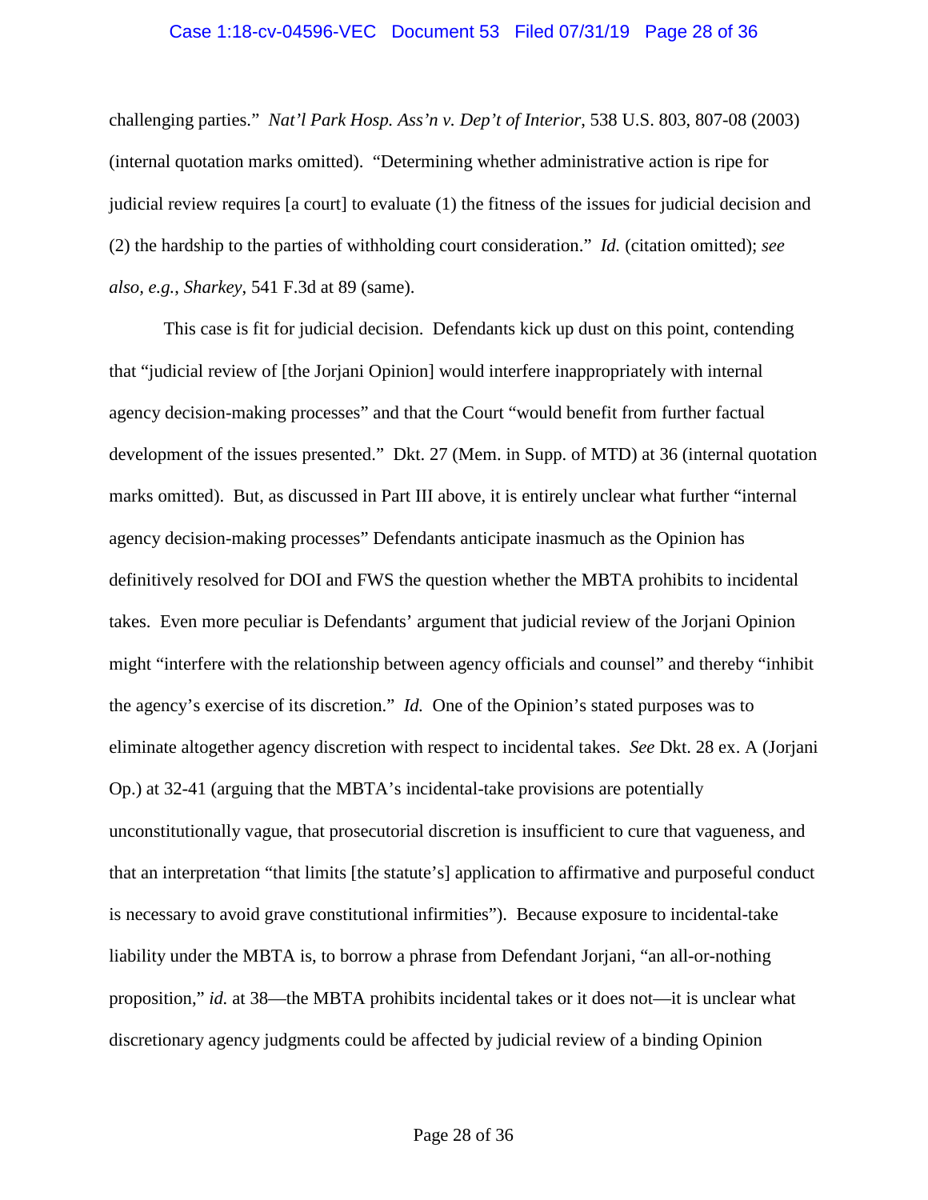challenging parties." *Nat'l Park Hosp. Ass'n v. Dep't of Interior*, 538 U.S. 803, 807-08 (2003) (internal quotation marks omitted). "Determining whether administrative action is ripe for judicial review requires [a court] to evaluate (1) the fitness of the issues for judicial decision and (2) the hardship to the parties of withholding court consideration." *Id.* (citation omitted); *see also, e.g.*, *Sharkey*, 541 F.3d at 89 (same).

This case is fit for judicial decision. Defendants kick up dust on this point, contending that "judicial review of [the Jorjani Opinion] would interfere inappropriately with internal agency decision-making processes" and that the Court "would benefit from further factual development of the issues presented." Dkt. 27 (Mem. in Supp. of MTD) at 36 (internal quotation marks omitted). But, as discussed in Part III above, it is entirely unclear what further "internal agency decision-making processes" Defendants anticipate inasmuch as the Opinion has definitively resolved for DOI and FWS the question whether the MBTA prohibits to incidental takes. Even more peculiar is Defendants' argument that judicial review of the Jorjani Opinion might "interfere with the relationship between agency officials and counsel" and thereby "inhibit the agency's exercise of its discretion." *Id.* One of the Opinion's stated purposes was to eliminate altogether agency discretion with respect to incidental takes. *See* Dkt. 28 ex. A (Jorjani Op.) at 32-41 (arguing that the MBTA's incidental-take provisions are potentially unconstitutionally vague, that prosecutorial discretion is insufficient to cure that vagueness, and that an interpretation "that limits [the statute's] application to affirmative and purposeful conduct is necessary to avoid grave constitutional infirmities"). Because exposure to incidental-take liability under the MBTA is, to borrow a phrase from Defendant Jorjani, "an all-or-nothing proposition," *id.* at 38—the MBTA prohibits incidental takes or it does not—it is unclear what discretionary agency judgments could be affected by judicial review of a binding Opinion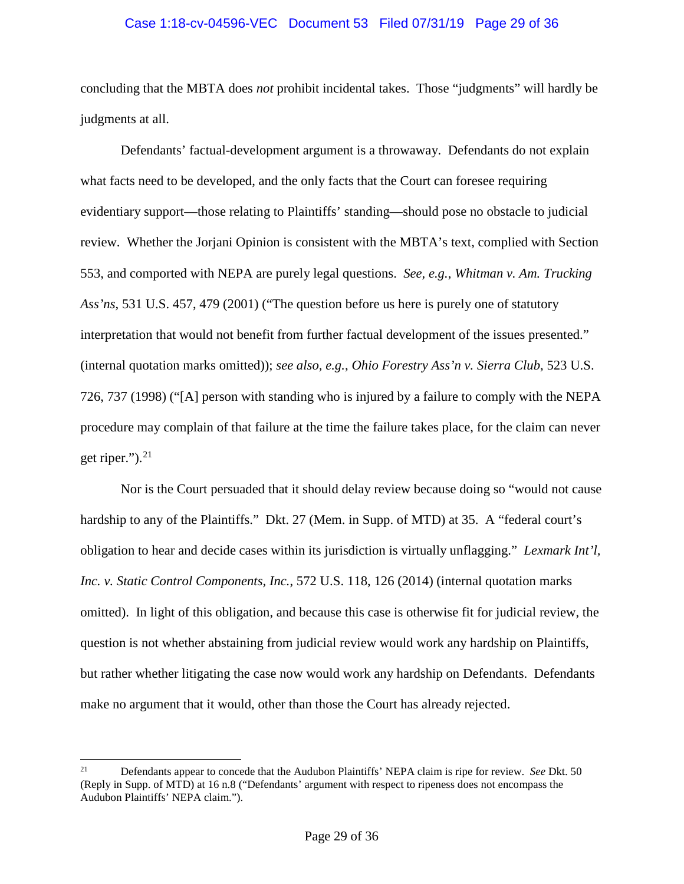concluding that the MBTA does *not* prohibit incidental takes. Those "judgments" will hardly be judgments at all.

Defendants' factual-development argument is a throwaway. Defendants do not explain what facts need to be developed, and the only facts that the Court can foresee requiring evidentiary support—those relating to Plaintiffs' standing—should pose no obstacle to judicial review. Whether the Jorjani Opinion is consistent with the MBTA's text, complied with Section 553, and comported with NEPA are purely legal questions. *See, e.g.*, *Whitman v. Am. Trucking Ass'ns*, 531 U.S. 457, 479 (2001) ("The question before us here is purely one of statutory interpretation that would not benefit from further factual development of the issues presented." (internal quotation marks omitted)); *see also, e.g.*, *Ohio Forestry Ass'n v. Sierra Club*, 523 U.S. 726, 737 (1998) ("[A] person with standing who is injured by a failure to comply with the NEPA procedure may complain of that failure at the time the failure takes place, for the claim can never get riper.").[21]

Nor is the Court persuaded that it should delay review because doing so "would not cause hardship to any of the Plaintiffs." Dkt. 27 (Mem. in Supp. of MTD) at 35. A "federal court's obligation to hear and decide cases within its jurisdiction is virtually unflagging." *Lexmark Int'l, Inc. v. Static Control Components, Inc.*, 572 U.S. 118, 126 (2014) (internal quotation marks omitted). In light of this obligation, and because this case is otherwise fit for judicial review, the question is not whether abstaining from judicial review would work any hardship on Plaintiffs, but rather whether litigating the case now would work any hardship on Defendants. Defendants make no argument that it would, other than those the Court has already rejected.

---

[21] Defendants appear to concede that the Audubon Plaintiffs' NEPA claim is ripe for review. *See* Dkt. 50 (Reply in Supp. of MTD) at 16 n.8 ("Defendants' argument with respect to ripeness does not encompass the Audubon Plaintiffs' NEPA claim.").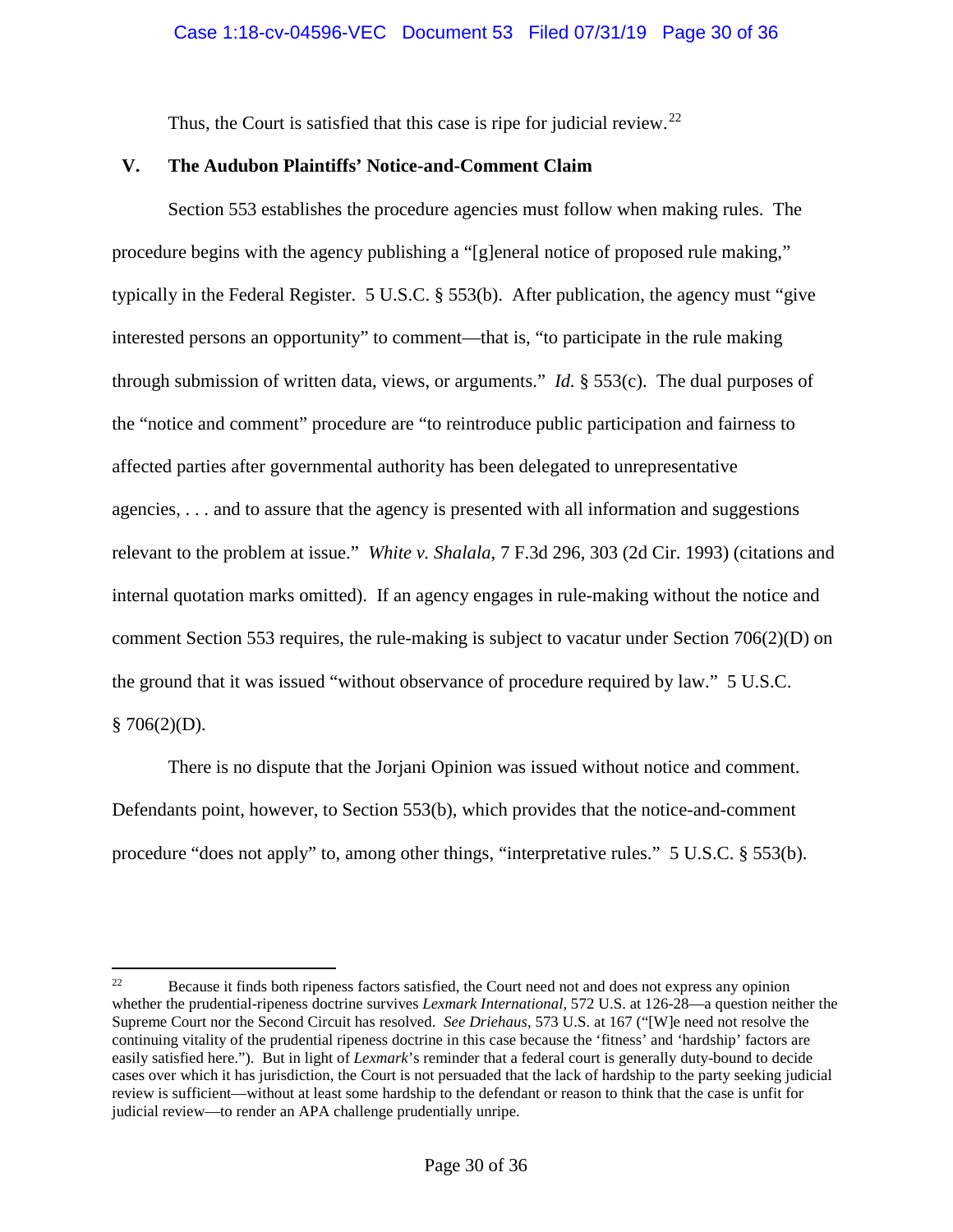Thus, the Court is satisfied that this case is ripe for judicial review.[22]

## V. The Audubon Plaintiffs' Notice-and-Comment Claim

Section 553 establishes the procedure agencies must follow when making rules. The procedure begins with the agency publishing a "[g]eneral notice of proposed rule making," typically in the Federal Register. 5 U.S.C. § 553(b). After publication, the agency must "give interested persons an opportunity" to comment—that is, "to participate in the rule making through submission of written data, views, or arguments." *Id.* § 553(c). The dual purposes of the "notice and comment" procedure are "to reintroduce public participation and fairness to affected parties after governmental authority has been delegated to unrepresentative agencies, . . . and to assure that the agency is presented with all information and suggestions relevant to the problem at issue." *White v. Shalala*, 7 F.3d 296, 303 (2d Cir. 1993) (citations and internal quotation marks omitted). If an agency engages in rule-making without the notice and comment Section 553 requires, the rule-making is subject to vacatur under Section 706(2)(D) on the ground that it was issued "without observance of procedure required by law." 5 U.S.C. § 706(2)(D).

There is no dispute that the Jorjani Opinion was issued without notice and comment. Defendants point, however, to Section 553(b), which provides that the notice-and-comment procedure "does not apply" to, among other things, "interpretative rules." 5 U.S.C. § 553(b).

---

[22] Because it finds both ripeness factors satisfied, the Court need not and does not express any opinion whether the prudential-ripeness doctrine survives *Lexmark International*, 572 U.S. at 126-28—a question neither the Supreme Court nor the Second Circuit has resolved. *See Driehaus*, 573 U.S. at 167 ("[W]e need not resolve the continuing vitality of the prudential ripeness doctrine in this case because the 'fitness' and 'hardship' factors are easily satisfied here."). But in light of *Lexmark*'s reminder that a federal court is generally duty-bound to decide cases over which it has jurisdiction, the Court is not persuaded that the lack of hardship to the party seeking judicial review is sufficient—without at least some hardship to the defendant or reason to think that the case is unfit for judicial review—to render an APA challenge prudentially unripe.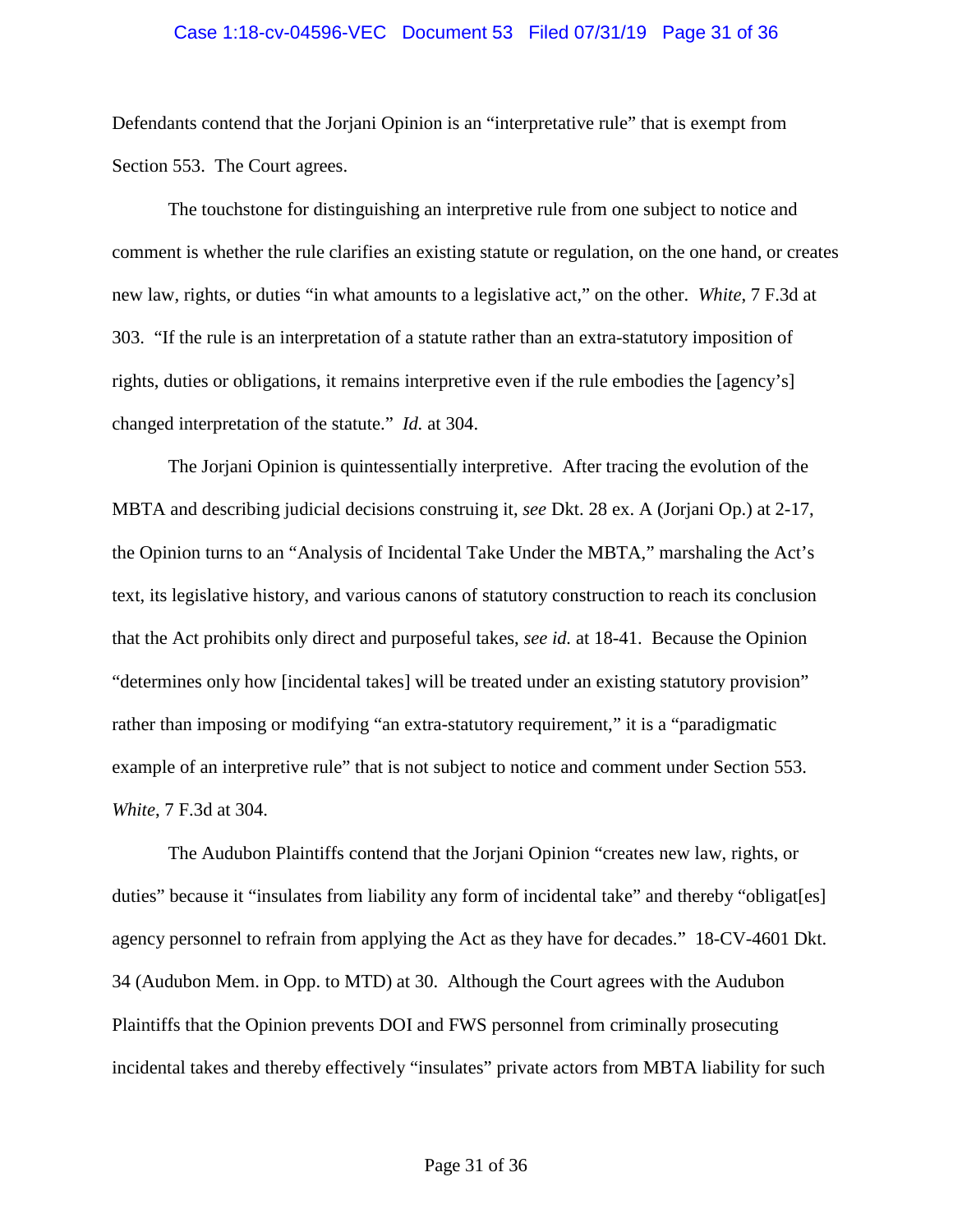Defendants contend that the Jorjani Opinion is an "interpretative rule" that is exempt from Section 553. The Court agrees.

The touchstone for distinguishing an interpretive rule from one subject to notice and comment is whether the rule clarifies an existing statute or regulation, on the one hand, or creates new law, rights, or duties "in what amounts to a legislative act," on the other. *White*, 7 F.3d at 303. "If the rule is an interpretation of a statute rather than an extra-statutory imposition of rights, duties or obligations, it remains interpretive even if the rule embodies the [agency's] changed interpretation of the statute." *Id.* at 304.

The Jorjani Opinion is quintessentially interpretive. After tracing the evolution of the MBTA and describing judicial decisions construing it, *see* Dkt. 28 ex. A (Jorjani Op.) at 2-17, the Opinion turns to an "Analysis of Incidental Take Under the MBTA," marshaling the Act's text, its legislative history, and various canons of statutory construction to reach its conclusion that the Act prohibits only direct and purposeful takes, *see id.* at 18-41. Because the Opinion "determines only how [incidental takes] will be treated under an existing statutory provision" rather than imposing or modifying "an extra-statutory requirement," it is a "paradigmatic example of an interpretive rule" that is not subject to notice and comment under Section 553. *White*, 7 F.3d at 304.

The Audubon Plaintiffs contend that the Jorjani Opinion "creates new law, rights, or duties" because it "insulates from liability any form of incidental take" and thereby "obligat[es] agency personnel to refrain from applying the Act as they have for decades." 18-CV-4601 Dkt. 34 (Audubon Mem. in Opp. to MTD) at 30. Although the Court agrees with the Audubon Plaintiffs that the Opinion prevents DOI and FWS personnel from criminally prosecuting incidental takes and thereby effectively "insulates" private actors from MBTA liability for such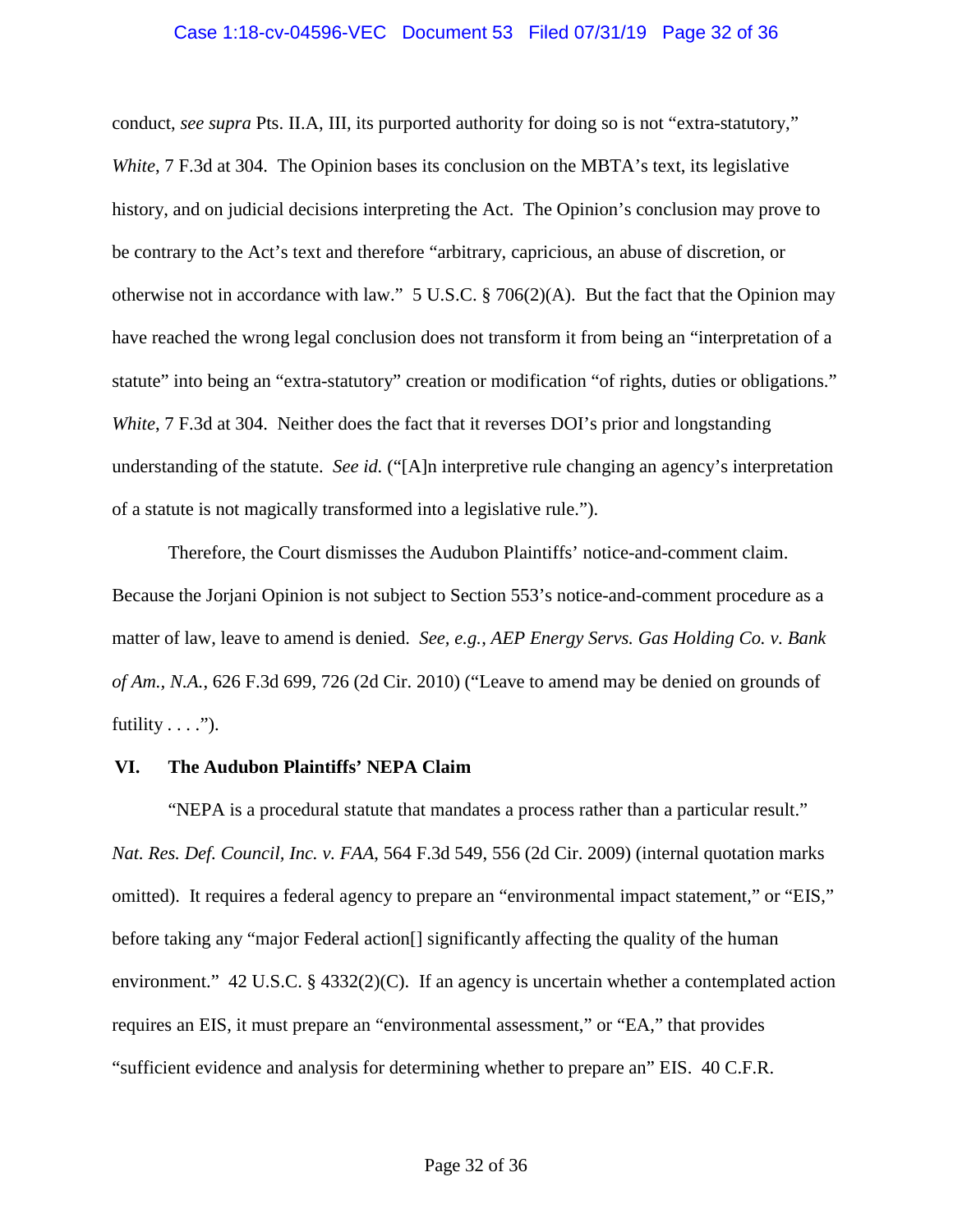conduct, *see supra* Pts. II.A, III, its purported authority for doing so is not "extra-statutory," *White*, 7 F.3d at 304. The Opinion bases its conclusion on the MBTA's text, its legislative history, and on judicial decisions interpreting the Act. The Opinion's conclusion may prove to be contrary to the Act's text and therefore "arbitrary, capricious, an abuse of discretion, or otherwise not in accordance with law." 5 U.S.C. § 706(2)(A). But the fact that the Opinion may have reached the wrong legal conclusion does not transform it from being an "interpretation of a statute" into being an "extra-statutory" creation or modification "of rights, duties or obligations." *White*, 7 F.3d at 304. Neither does the fact that it reverses DOI's prior and longstanding understanding of the statute. *See id.* ("[A]n interpretive rule changing an agency's interpretation of a statute is not magically transformed into a legislative rule.").

Therefore, the Court dismisses the Audubon Plaintiffs' notice-and-comment claim. Because the Jorjani Opinion is not subject to Section 553's notice-and-comment procedure as a matter of law, leave to amend is denied. *See, e.g.*, *AEP Energy Servs. Gas Holding Co. v. Bank of Am., N.A.*, 626 F.3d 699, 726 (2d Cir. 2010) ("Leave to amend may be denied on grounds of futility . . . .").

## VI. The Audubon Plaintiffs' NEPA Claim

"NEPA is a procedural statute that mandates a process rather than a particular result." *Nat. Res. Def. Council, Inc. v. FAA*, 564 F.3d 549, 556 (2d Cir. 2009) (internal quotation marks omitted). It requires a federal agency to prepare an "environmental impact statement," or "EIS," before taking any "major Federal action[] significantly affecting the quality of the human environment." 42 U.S.C. § 4332(2)(C). If an agency is uncertain whether a contemplated action requires an EIS, it must prepare an "environmental assessment," or "EA," that provides "sufficient evidence and analysis for determining whether to prepare an" EIS. 40 C.F.R.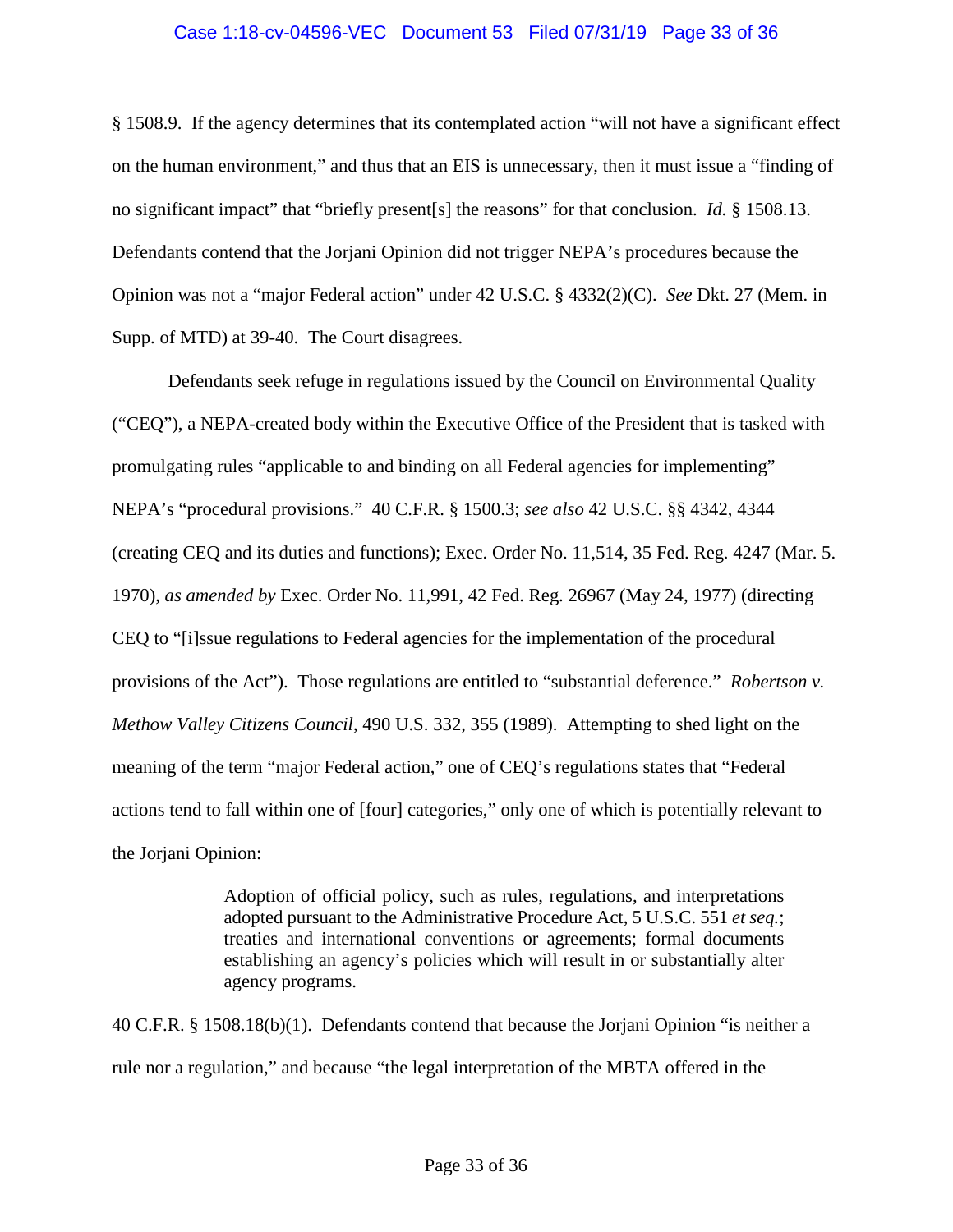§ 1508.9. If the agency determines that its contemplated action "will not have a significant effect on the human environment," and thus that an EIS is unnecessary, then it must issue a "finding of no significant impact" that "briefly present[s] the reasons" for that conclusion. *Id.* § 1508.13. Defendants contend that the Jorjani Opinion did not trigger NEPA's procedures because the Opinion was not a "major Federal action" under 42 U.S.C. § 4332(2)(C). *See* Dkt. 27 (Mem. in Supp. of MTD) at 39-40. The Court disagrees.

Defendants seek refuge in regulations issued by the Council on Environmental Quality ("CEQ"), a NEPA-created body within the Executive Office of the President that is tasked with promulgating rules "applicable to and binding on all Federal agencies for implementing" NEPA's "procedural provisions." 40 C.F.R. § 1500.3; *see also* 42 U.S.C. §§ 4342, 4344 (creating CEQ and its duties and functions); Exec. Order No. 11,514, 35 Fed. Reg. 4247 (Mar. 5. 1970), *as amended by* Exec. Order No. 11,991, 42 Fed. Reg. 26967 (May 24, 1977) (directing CEQ to "[i]ssue regulations to Federal agencies for the implementation of the procedural provisions of the Act"). Those regulations are entitled to "substantial deference." *Robertson v. Methow Valley Citizens Council*, 490 U.S. 332, 355 (1989). Attempting to shed light on the meaning of the term "major Federal action," one of CEQ's regulations states that "Federal actions tend to fall within one of [four] categories," only one of which is potentially relevant to the Jorjani Opinion:

> Adoption of official policy, such as rules, regulations, and interpretations adopted pursuant to the Administrative Procedure Act, 5 U.S.C. 551 *et seq.*; treaties and international conventions or agreements; formal documents establishing an agency's policies which will result in or substantially alter agency programs.

40 C.F.R. § 1508.18(b)(1). Defendants contend that because the Jorjani Opinion "is neither a rule nor a regulation," and because "the legal interpretation of the MBTA offered in the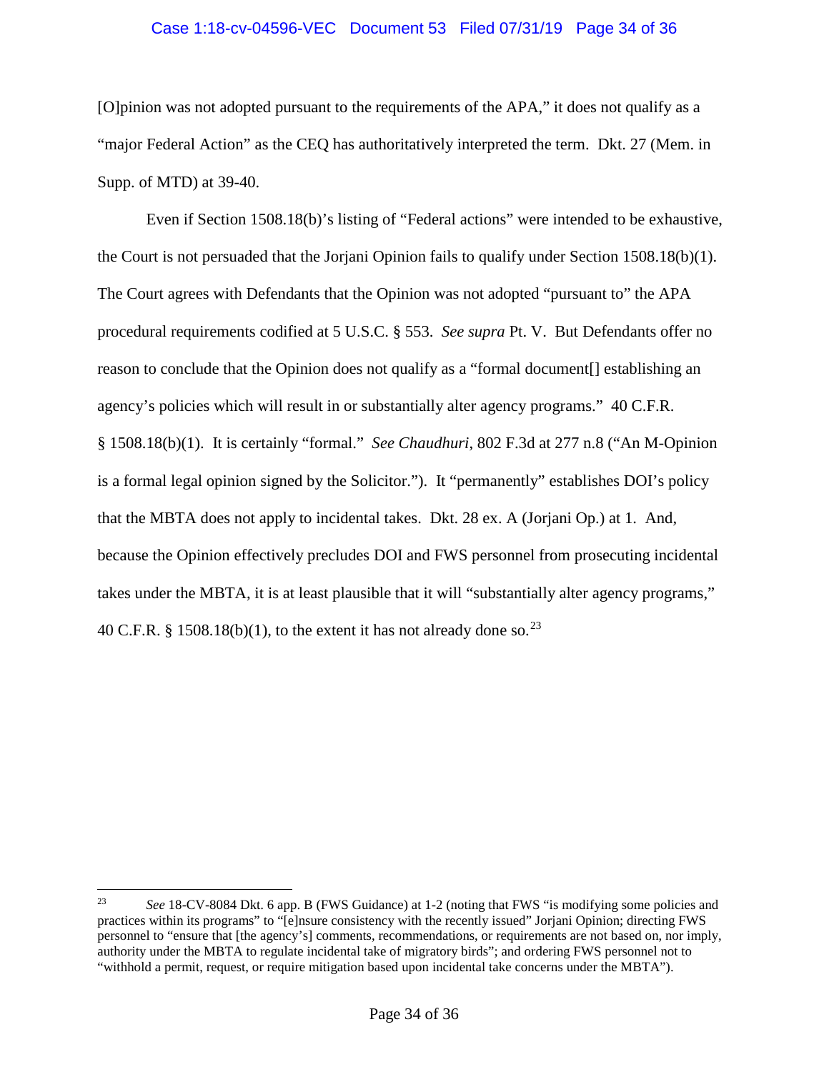[O]pinion was not adopted pursuant to the requirements of the APA," it does not qualify as a "major Federal Action" as the CEQ has authoritatively interpreted the term. Dkt. 27 (Mem. in Supp. of MTD) at 39-40.

Even if Section 1508.18(b)'s listing of "Federal actions" were intended to be exhaustive, the Court is not persuaded that the Jorjani Opinion fails to qualify under Section 1508.18(b)(1). The Court agrees with Defendants that the Opinion was not adopted "pursuant to" the APA procedural requirements codified at 5 U.S.C. § 553. *See supra* Pt. V. But Defendants offer no reason to conclude that the Opinion does not qualify as a "formal document[] establishing an agency's policies which will result in or substantially alter agency programs." 40 C.F.R. § 1508.18(b)(1). It is certainly "formal." *See Chaudhuri*, 802 F.3d at 277 n.8 ("An M-Opinion is a formal legal opinion signed by the Solicitor."). It "permanently" establishes DOI's policy that the MBTA does not apply to incidental takes. Dkt. 28 ex. A (Jorjani Op.) at 1. And, because the Opinion effectively precludes DOI and FWS personnel from prosecuting incidental takes under the MBTA, it is at least plausible that it will "substantially alter agency programs," 40 C.F.R. § 1508.18(b)(1), to the extent it has not already done so.[23]

---

[23] *See* 18-CV-8084 Dkt. 6 app. B (FWS Guidance) at 1-2 (noting that FWS "is modifying some policies and practices within its programs" to "[e]nsure consistency with the recently issued" Jorjani Opinion; directing FWS personnel to "ensure that [the agency's] comments, recommendations, or requirements are not based on, nor imply, authority under the MBTA to regulate incidental take of migratory birds"; and ordering FWS personnel not to "withhold a permit, request, or require mitigation based upon incidental take concerns under the MBTA").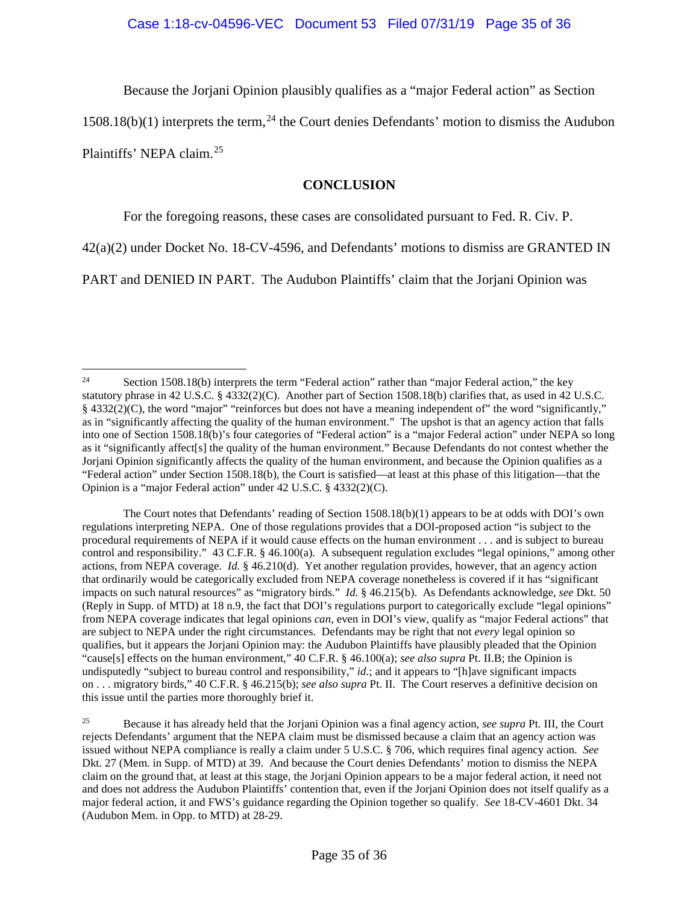Because the Jorjani Opinion plausibly qualifies as a "major Federal action" as Section 1508.18(b)(1) interprets the term,[24] the Court denies Defendants' motion to dismiss the Audubon Plaintiffs' NEPA claim.[25]

## CONCLUSION

For the foregoing reasons, these cases are consolidated pursuant to Fed. R. Civ. P. 42(a)(2) under Docket No. 18-CV-4596, and Defendants' motions to dismiss are GRANTED IN PART and DENIED IN PART. The Audubon Plaintiffs' claim that the Jorjani Opinion was

---

[24] Section 1508.18(b) interprets the term "Federal action" rather than "major Federal action," the key statutory phrase in 42 U.S.C. § 4332(2)(C). Another part of Section 1508.18(b) clarifies that, as used in 42 U.S.C. § 4332(2)(C), the word "major" "reinforces but does not have a meaning independent of" the word "significantly," as in "significantly affecting the quality of the human environment." The upshot is that an agency action that falls into one of Section 1508.18(b)'s four categories of "Federal action" is a "major Federal action" under NEPA so long as it "significantly affect[s] the quality of the human environment." Because Defendants do not contest whether the Jorjani Opinion significantly affects the quality of the human environment, and because the Opinion qualifies as a "Federal action" under Section 1508.18(b), the Court is satisfied—at least at this phase of this litigation—that the Opinion is a "major Federal action" under 42 U.S.C. § 4332(2)(C).

The Court notes that Defendants' reading of Section 1508.18(b)(1) appears to be at odds with DOI's own regulations interpreting NEPA. One of those regulations provides that a DOI-proposed action "is subject to the procedural requirements of NEPA if it would cause effects on the human environment . . . and is subject to bureau control and responsibility." 43 C.F.R. § 46.100(a). A subsequent regulation excludes "legal opinions," among other actions, from NEPA coverage. *Id.* § 46.210(d). Yet another regulation provides, however, that an agency action that ordinarily would be categorically excluded from NEPA coverage nonetheless is covered if it has "significant impacts on such natural resources" as "migratory birds." *Id.* § 46.215(b). As Defendants acknowledge, *see* Dkt. 50 (Reply in Supp. of MTD) at 18 n.9, the fact that DOI's regulations purport to categorically exclude "legal opinions" from NEPA coverage indicates that legal opinions *can*, even in DOI's view, qualify as "major Federal actions" that are subject to NEPA under the right circumstances. Defendants may be right that not *every* legal opinion so qualifies, but it appears the Jorjani Opinion may: the Audubon Plaintiffs have plausibly pleaded that the Opinion "cause[s] effects on the human environment," 40 C.F.R. § 46.100(a); *see also supra* Pt. II.B; the Opinion is undisputedly "subject to bureau control and responsibility," *id.*; and it appears to "[h]ave significant impacts on . . . migratory birds," 40 C.F.R. § 46.215(b); *see also supra* Pt. II. The Court reserves a definitive decision on this issue until the parties more thoroughly brief it.

[25] Because it has already held that the Jorjani Opinion was a final agency action, *see supra* Pt. III, the Court rejects Defendants' argument that the NEPA claim must be dismissed because a claim that an agency action was issued without NEPA compliance is really a claim under 5 U.S.C. § 706, which requires final agency action. *See* Dkt. 27 (Mem. in Supp. of MTD) at 39. And because the Court denies Defendants' motion to dismiss the NEPA claim on the ground that, at least at this stage, the Jorjani Opinion appears to be a major federal action, it need not and does not address the Audubon Plaintiffs' contention that, even if the Jorjani Opinion does not itself qualify as a major federal action, it and FWS's guidance regarding the Opinion together so qualify. *See* 18-CV-4601 Dkt. 34 (Audubon Mem. in Opp. to MTD) at 28-29.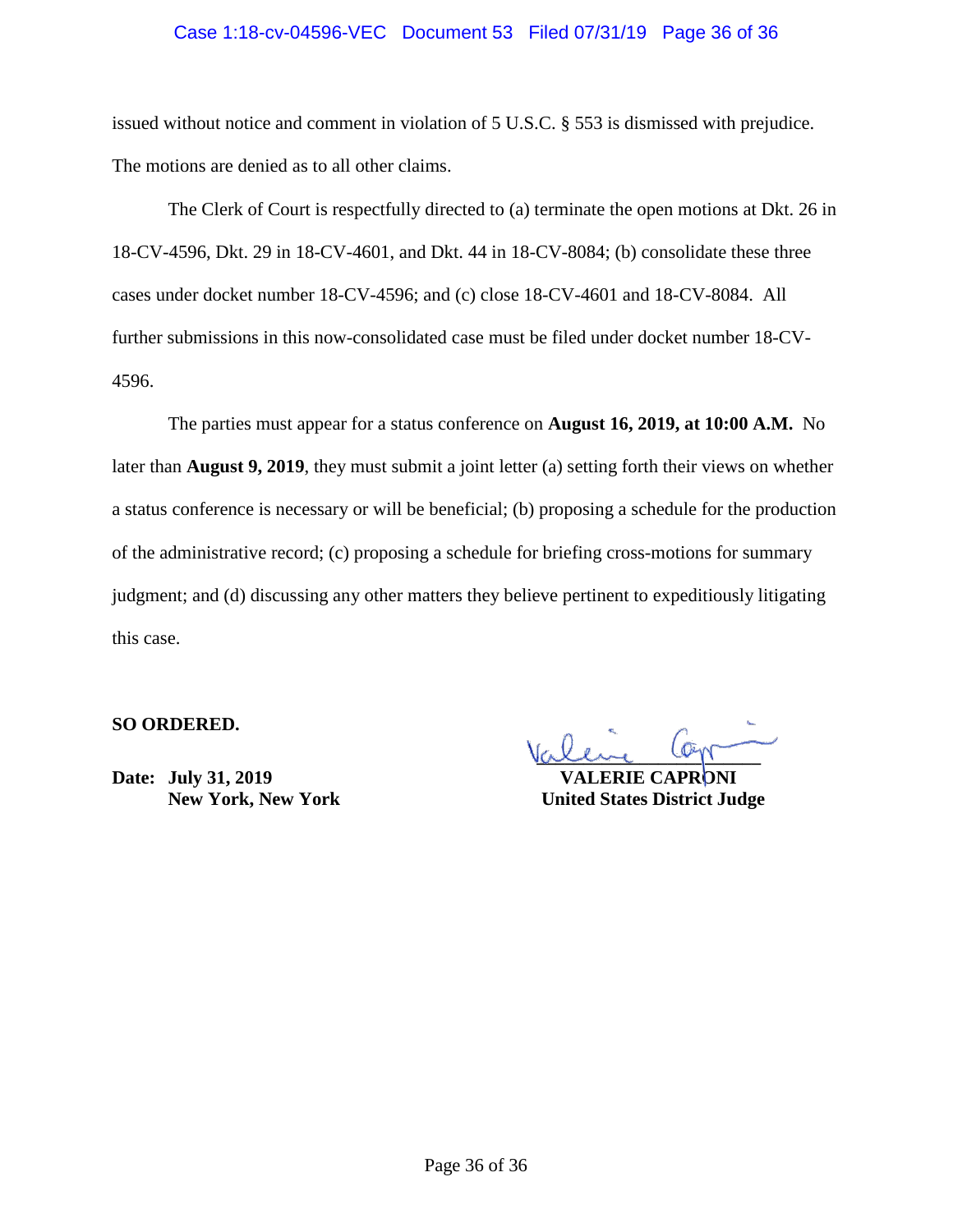issued without notice and comment in violation of 5 U.S.C. § 553 is dismissed with prejudice. The motions are denied as to all other claims.

The Clerk of Court is respectfully directed to (a) terminate the open motions at Dkt. 26 in 18-CV-4596, Dkt. 29 in 18-CV-4601, and Dkt. 44 in 18-CV-8084; (b) consolidate these three cases under docket number 18-CV-4596; and (c) close 18-CV-4601 and 18-CV-8084. All further submissions in this now-consolidated case must be filed under docket number 18-CV-4596.

The parties must appear for a status conference on **August 16, 2019, at 10:00 A.M.** No later than **August 9, 2019**, they must submit a joint letter (a) setting forth their views on whether a status conference is necessary or will be beneficial; (b) proposing a schedule for the production of the administrative record; (c) proposing a schedule for briefing cross-motions for summary judgment; and (d) discussing any other matters they believe pertinent to expeditiously litigating this case.

**SO ORDERED.**

**Date: July 31, 2019**
**New York, New York**

**VALERIE CAPRONI**
**United States District Judge**